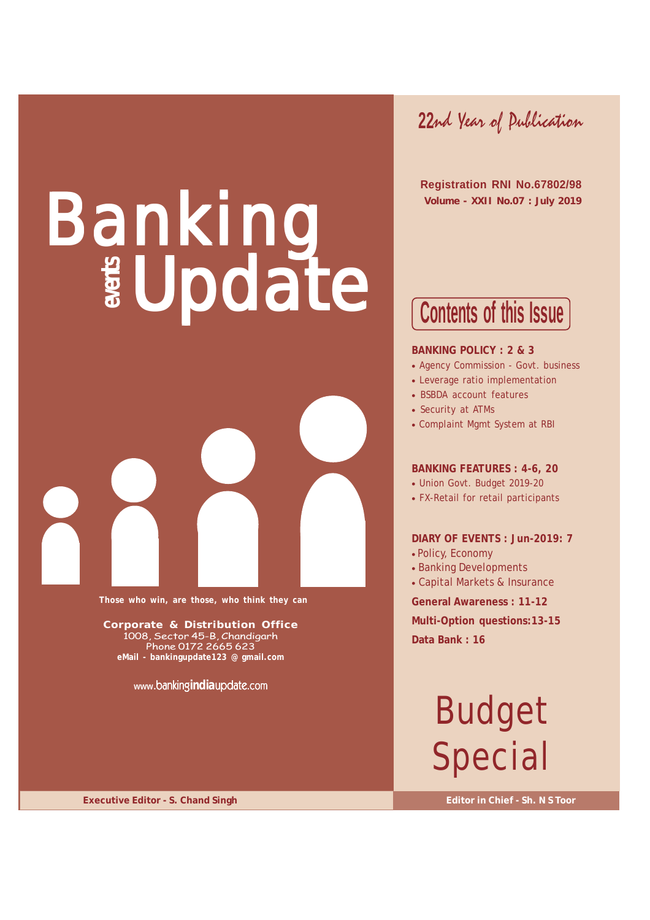# Banking events Update

22nd Year of Publication

**Registration RNI No.67802/98**
**Volume - XXII No.07 : July 2019**

## Contents of this Issue

**BANKING POLICY : 2 & 3**

- Agency Commission - Govt. business
- Leverage ratio implementation
- BSBDA account features
- Security at ATMs
- Complaint Mgmt System at RBI

**BANKING FEATURES : 4-6, 20**

- Union Govt. Budget 2019-20
- FX-Retail for retail participants

**DIARY OF EVENTS : Jun-2019: 7**

- Policy, Economy
- Banking Developments
- Capital Markets & Insurance

**General Awareness : 11-12**

**Multi-Option questions:13-15**

**Data Bank : 16**

# Budget Special

**Those who win, are those, who think they can**

**Corporate & Distribution Office**
1008, Sector 45-B, Chandigarh
Phone 0172 2665 623
**eMail - bankingupdate123 @ gmail.com**

www.bankingindiaupdate.com

**Executive Editor - S. Chand Singh**

**Editor in Chief - Sh. N S Toor**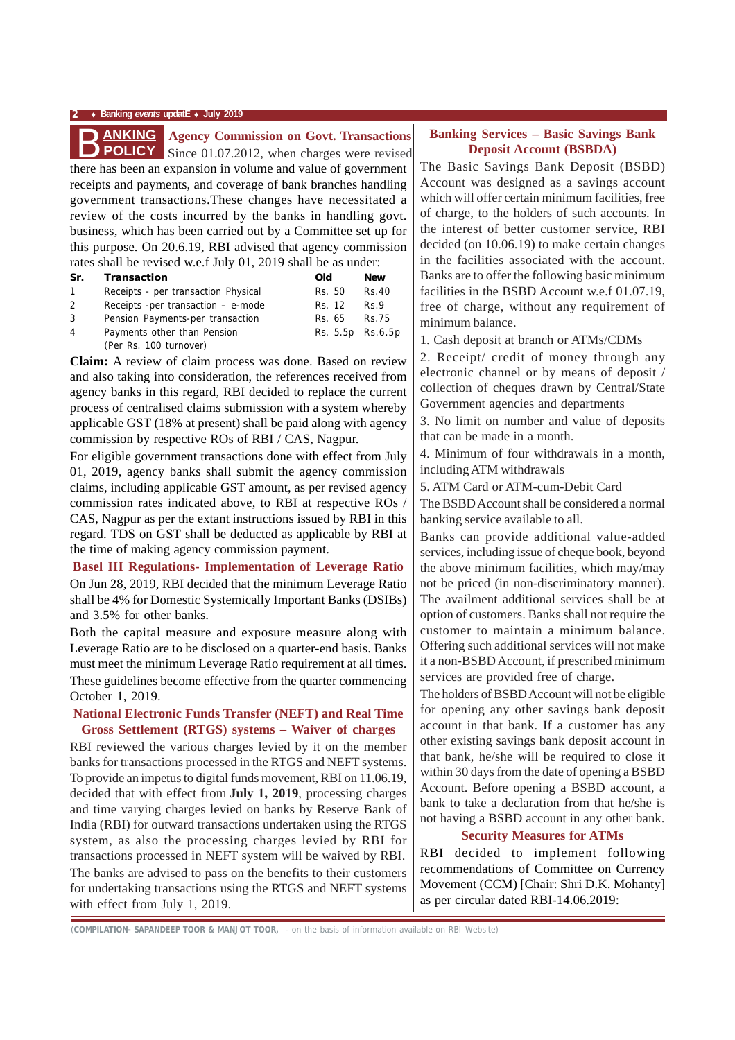# BANKING POLICY

## Agency Commission on Govt. Transactions

Since 01.07.2012, when charges were revised there has been an expansion in volume and value of government receipts and payments, and coverage of bank branches handling government transactions.These changes have necessitated a review of the costs incurred by the banks in handling govt. business, which has been carried out by a Committee set up for this purpose. On 20.6.19, RBI advised that agency commission rates shall be revised w.e.f July 01, 2019 shall be as under:

| Sr. | Transaction | Old | New |
|---|---|---|---|
| 1 | Receipts - per transaction Physical | Rs. 50 | Rs.40 |
| 2 | Receipts -per transaction – e-mode | Rs. 12 | Rs.9 |
| 3 | Pension Payments-per transaction | Rs. 65 | Rs.75 |
| 4 | Payments other than Pension (Per Rs. 100 turnover) | Rs. 5.5p | Rs.6.5p |

**Claim:** A review of claim process was done. Based on review and also taking into consideration, the references received from agency banks in this regard, RBI decided to replace the current process of centralised claims submission with a system whereby applicable GST (18% at present) shall be paid along with agency commission by respective ROs of RBI / CAS, Nagpur.

For eligible government transactions done with effect from July 01, 2019, agency banks shall submit the agency commission claims, including applicable GST amount, as per revised agency commission rates indicated above, to RBI at respective ROs / CAS, Nagpur as per the extant instructions issued by RBI in this regard. TDS on GST shall be deducted as applicable by RBI at the time of making agency commission payment.

## Basel III Regulations- Implementation of Leverage Ratio

On Jun 28, 2019, RBI decided that the minimum Leverage Ratio shall be 4% for Domestic Systemically Important Banks (DSIBs) and 3.5% for other banks.

Both the capital measure and exposure measure along with Leverage Ratio are to be disclosed on a quarter-end basis. Banks must meet the minimum Leverage Ratio requirement at all times.

These guidelines become effective from the quarter commencing October 1, 2019.

## National Electronic Funds Transfer (NEFT) and Real Time Gross Settlement (RTGS) systems – Waiver of charges

RBI reviewed the various charges levied by it on the member banks for transactions processed in the RTGS and NEFT systems. To provide an impetus to digital funds movement, RBI on 11.06.19, decided that with effect from **July 1, 2019**, processing charges and time varying charges levied on banks by Reserve Bank of India (RBI) for outward transactions undertaken using the RTGS system, as also the processing charges levied by RBI for transactions processed in NEFT system will be waived by RBI.

The banks are advised to pass on the benefits to their customers for undertaking transactions using the RTGS and NEFT systems with effect from July 1, 2019.

## Banking Services – Basic Savings Bank Deposit Account (BSBDA)

The Basic Savings Bank Deposit (BSBD) Account was designed as a savings account which will offer certain minimum facilities, free of charge, to the holders of such accounts. In the interest of better customer service, RBI decided (on 10.06.19) to make certain changes in the facilities associated with the account. Banks are to offer the following basic minimum facilities in the BSBD Account w.e.f 01.07.19, free of charge, without any requirement of minimum balance.

1. Cash deposit at branch or ATMs/CDMs
2. Receipt/ credit of money through any electronic channel or by means of deposit / collection of cheques drawn by Central/State Government agencies and departments
3. No limit on number and value of deposits that can be made in a month.
4. Minimum of four withdrawals in a month, including ATM withdrawals
5. ATM Card or ATM-cum-Debit Card

The BSBD Account shall be considered a normal banking service available to all.

Banks can provide additional value-added services, including issue of cheque book, beyond the above minimum facilities, which may/may not be priced (in non-discriminatory manner). The availment additional services shall be at option of customers. Banks shall not require the customer to maintain a minimum balance. Offering such additional services will not make it a non-BSBD Account, if prescribed minimum services are provided free of charge.

The holders of BSBD Account will not be eligible for opening any other savings bank deposit account in that bank. If a customer has any other existing savings bank deposit account in that bank, he/she will be required to close it within 30 days from the date of opening a BSBD Account. Before opening a BSBD account, a bank to take a declaration from that he/she is not having a BSBD account in any other bank.

## Security Measures for ATMs

RBI decided to implement following recommendations of Committee on Currency Movement (CCM) [Chair: Shri D.K. Mohanty] as per circular dated RBI-14.06.2019: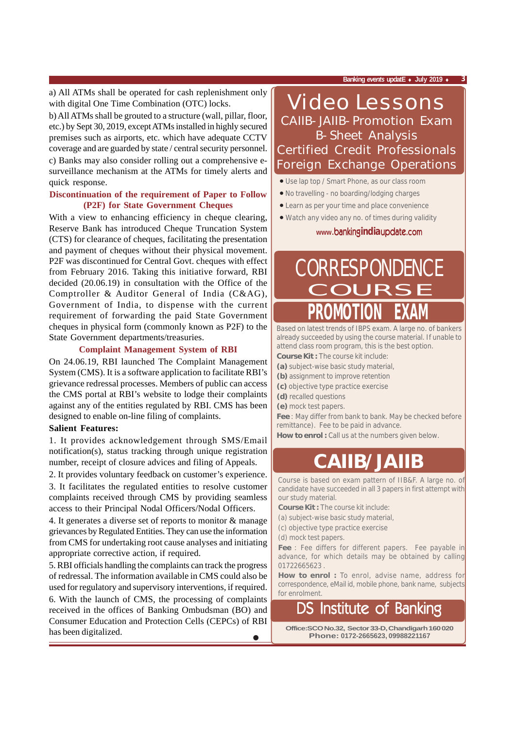a) All ATMs shall be operated for cash replenishment only with digital One Time Combination (OTC) locks.

b) All ATMs shall be grouted to a structure (wall, pillar, floor, etc.) by Sept 30, 2019, except ATMs installed in highly secured premises such as airports, etc. which have adequate CCTV coverage and are guarded by state / central security personnel.

c) Banks may also consider rolling out a comprehensive e-surveillance mechanism at the ATMs for timely alerts and quick response.

### Discontinuation of the requirement of Paper to Follow (P2F) for State Government Cheques

With a view to enhancing efficiency in cheque clearing, Reserve Bank has introduced Cheque Truncation System (CTS) for clearance of cheques, facilitating the presentation and payment of cheques without their physical movement. P2F was discontinued for Central Govt. cheques with effect from February 2016. Taking this initiative forward, RBI decided (20.06.19) in consultation with the Office of the Comptroller & Auditor General of India (C&AG), Government of India, to dispense with the current requirement of forwarding the paid State Government cheques in physical form (commonly known as P2F) to the State Government departments/treasuries.

### Complaint Management System of RBI

On 24.06.19, RBI launched The Complaint Management System (CMS). It is a software application to facilitate RBI's grievance redressal processes. Members of public can access the CMS portal at RBI's website to lodge their complaints against any of the entities regulated by RBI. CMS has been designed to enable on-line filing of complaints.

**Salient Features:**

1. It provides acknowledgement through SMS/Email notification(s), status tracking through unique registration number, receipt of closure advices and filing of Appeals.
2. It provides voluntary feedback on customer's experience.
3. It facilitates the regulated entities to resolve customer complaints received through CMS by providing seamless access to their Principal Nodal Officers/Nodal Officers.
4. It generates a diverse set of reports to monitor & manage grievances by Regulated Entities. They can use the information from CMS for undertaking root cause analyses and initiating appropriate corrective action, if required.
5. RBI officials handling the complaints can track the progress of redressal. The information available in CMS could also be used for regulatory and supervisory interventions, if required.
6. With the launch of CMS, the processing of complaints received in the offices of Banking Ombudsman (BO) and Consumer Education and Protection Cells (CEPCs) of RBI has been digitalized.

---

## Video Lessons

**CAIIB-JAIIB-Promotion Exam**
**B-Sheet Analysis**
**Certified Credit Professionals**
**Foreign Exchange Operations**

- Use lap top / Smart Phone, as our class room
- No travelling - no boarding/lodging charges
- Learn as per your time and place convenience
- Watch any video any no. of times during validity

www.bankingindiaupdate.com

## CORRESPONDENCE COURSE

### PROMOTION EXAM

Based on latest trends of IBPS exam. A large no. of bankers already succeeded by using the course material. If unable to attend class room program, this is the best option.

**Course Kit :** The course kit include:

**(a)** subject-wise basic study material,
**(b)** assignment to improve retention
**(c)** objective type practice exercise
**(d)** recalled questions
**(e)** mock test papers.

**Fee** : May differ from bank to bank. May be checked before remittance). Fee to be paid in advance.

**How to enrol :** Call us at the numbers given below.

### CAIIB/JAIIB

Course is based on exam pattern of IIB&F. A large no. of candidate have succeeded in all 3 papers in first attempt with our study material.

**Course Kit :** The course kit include:

(a) subject-wise basic study material,
(c) objective type practice exercise
(d) mock test papers.

**Fee** : Fee differs for different papers. Fee payable in advance, for which details may be obtained by calling 01722665623 .

**How to enrol :** To enrol, advise name, address for correspondence, eMail id, mobile phone, bank name, subjects for enrolment.

## DS Institute of Banking

**Office:SCO No.32, Sector 33-D, Chandigarh 160 020**
**Phone: 0172-2665623, 09988221167**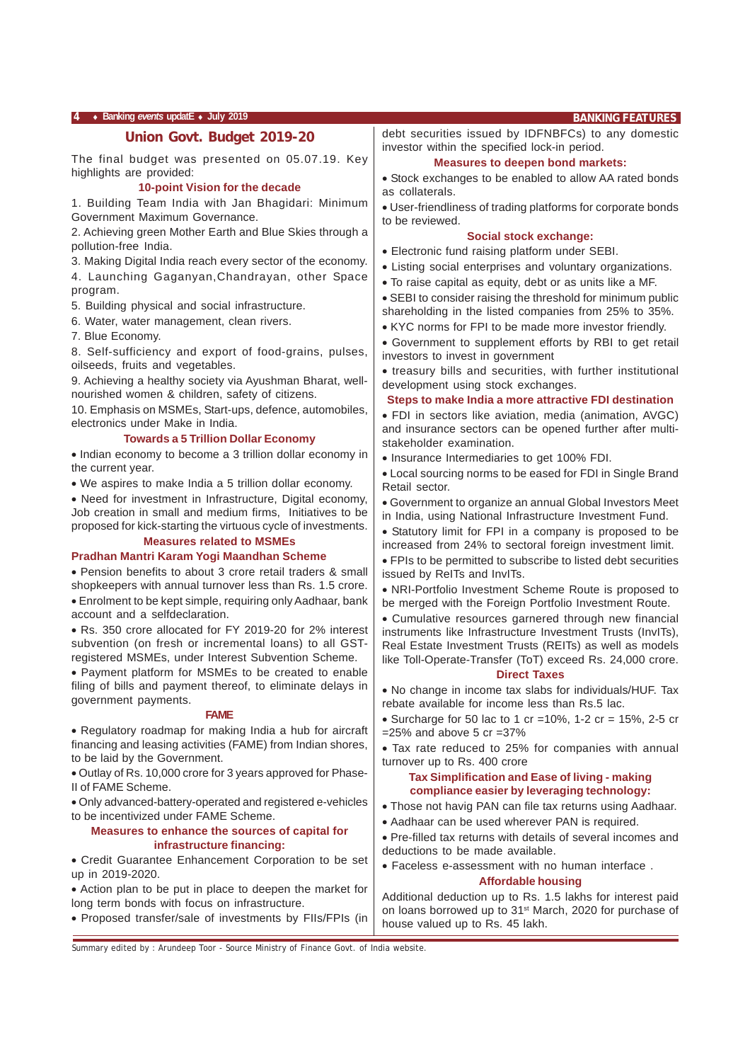# Union Govt. Budget 2019-20

The final budget was presented on 05.07.19. Key highlights are provided:

## 10-point Vision for the decade

1. Building Team India with Jan Bhagidari: Minimum Government Maximum Governance.
2. Achieving green Mother Earth and Blue Skies through a pollution-free India.
3. Making Digital India reach every sector of the economy.
4. Launching Gaganyan,Chandrayan, other Space program.
5. Building physical and social infrastructure.
6. Water, water management, clean rivers.
7. Blue Economy.
8. Self-sufficiency and export of food-grains, pulses, oilseeds, fruits and vegetables.
9. Achieving a healthy society via Ayushman Bharat, well-nourished women & children, safety of citizens.
10. Emphasis on MSMEs, Start-ups, defence, automobiles, electronics under Make in India.

## Towards a 5 Trillion Dollar Economy

- Indian economy to become a 3 trillion dollar economy in the current year.
- We aspires to make India a 5 trillion dollar economy.
- Need for investment in Infrastructure, Digital economy, Job creation in small and medium firms, Initiatives to be proposed for kick-starting the virtuous cycle of investments.

## Measures related to MSMEs

### Pradhan Mantri Karam Yogi Maandhan Scheme

- Pension benefits to about 3 crore retail traders & small shopkeepers with annual turnover less than Rs. 1.5 crore.
- Enrolment to be kept simple, requiring only Aadhaar, bank account and a selfdeclaration.
- Rs. 350 crore allocated for FY 2019-20 for 2% interest subvention (on fresh or incremental loans) to all GST-registered MSMEs, under Interest Subvention Scheme.
- Payment platform for MSMEs to be created to enable filing of bills and payment thereof, to eliminate delays in government payments.

## FAME

- Regulatory roadmap for making India a hub for aircraft financing and leasing activities (FAME) from Indian shores, to be laid by the Government.
- Outlay of Rs. 10,000 crore for 3 years approved for Phase-II of FAME Scheme.
- Only advanced-battery-operated and registered e-vehicles to be incentivized under FAME Scheme.

## Measures to enhance the sources of capital for infrastructure financing:

- Credit Guarantee Enhancement Corporation to be set up in 2019-2020.
- Action plan to be put in place to deepen the market for long term bonds with focus on infrastructure.
- Proposed transfer/sale of investments by FIIs/FPIs (in debt securities issued by IDFNBFCs) to any domestic investor within the specified lock-in period.

## Measures to deepen bond markets:

- Stock exchanges to be enabled to allow AA rated bonds as collaterals.
- User-friendliness of trading platforms for corporate bonds to be reviewed.

## Social stock exchange:

- Electronic fund raising platform under SEBI.
- Listing social enterprises and voluntary organizations.
- To raise capital as equity, debt or as units like a MF.
- SEBI to consider raising the threshold for minimum public shareholding in the listed companies from 25% to 35%.
- KYC norms for FPI to be made more investor friendly.
- Government to supplement efforts by RBI to get retail investors to invest in government
- treasury bills and securities, with further institutional development using stock exchanges.

## Steps to make India a more attractive FDI destination

- FDI in sectors like aviation, media (animation, AVGC) and insurance sectors can be opened further after multi-stakeholder examination.
- Insurance Intermediaries to get 100% FDI.
- Local sourcing norms to be eased for FDI in Single Brand Retail sector.
- Government to organize an annual Global Investors Meet in India, using National Infrastructure Investment Fund.
- Statutory limit for FPI in a company is proposed to be increased from 24% to sectoral foreign investment limit.
- FPIs to be permitted to subscribe to listed debt securities issued by ReITs and InvITs.
- NRI-Portfolio Investment Scheme Route is proposed to be merged with the Foreign Portfolio Investment Route.
- Cumulative resources garnered through new financial instruments like Infrastructure Investment Trusts (InvITs), Real Estate Investment Trusts (REITs) as well as models like Toll-Operate-Transfer (ToT) exceed Rs. 24,000 crore.

## Direct Taxes

- No change in income tax slabs for individuals/HUF. Tax rebate available for income less than Rs.5 lac.
- Surcharge for 50 lac to 1 cr =10%, 1-2 cr = 15%, 2-5 cr =25% and above 5 cr =37%
- Tax rate reduced to 25% for companies with annual turnover up to Rs. 400 crore

## Tax Simplification and Ease of living - making compliance easier by leveraging technology:

- Those not havig PAN can file tax returns using Aadhaar.
- Aadhaar can be used wherever PAN is required.
- Pre-filled tax returns with details of several incomes and deductions to be made available.
- Faceless e-assessment with no human interface .

## Affordable housing

Additional deduction up to Rs. 1.5 lakhs for interest paid on loans borrowed up to 31st March, 2020 for purchase of house valued up to Rs. 45 lakh.

Summary edited by : Arundeep Toor - Source Ministry of Finance Govt. of India website.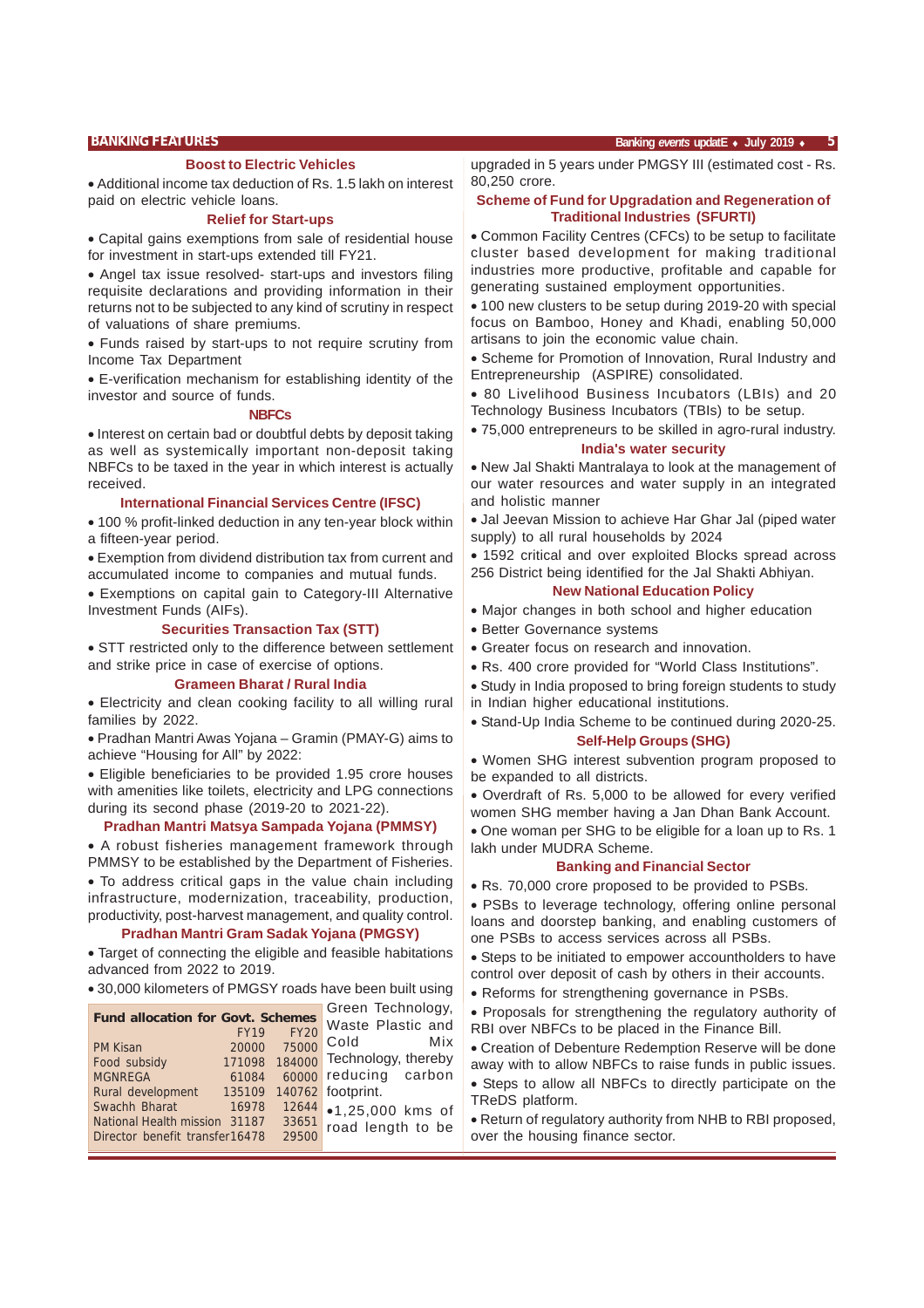### Boost to Electric Vehicles

- Additional income tax deduction of Rs. 1.5 lakh on interest paid on electric vehicle loans.

### Relief for Start-ups

- Capital gains exemptions from sale of residential house for investment in start-ups extended till FY21.
- Angel tax issue resolved- start-ups and investors filing requisite declarations and providing information in their returns not to be subjected to any kind of scrutiny in respect of valuations of share premiums.
- Funds raised by start-ups to not require scrutiny from Income Tax Department
- E-verification mechanism for establishing identity of the investor and source of funds.

### NBFCs

- Interest on certain bad or doubtful debts by deposit taking as well as systemically important non-deposit taking NBFCs to be taxed in the year in which interest is actually received.

### International Financial Services Centre (IFSC)

- 100 % profit-linked deduction in any ten-year block within a fifteen-year period.
- Exemption from dividend distribution tax from current and accumulated income to companies and mutual funds.
- Exemptions on capital gain to Category-III Alternative Investment Funds (AIFs).

### Securities Transaction Tax (STT)

- STT restricted only to the difference between settlement and strike price in case of exercise of options.

### Grameen Bharat / Rural India

- Electricity and clean cooking facility to all willing rural families by 2022.
- Pradhan Mantri Awas Yojana – Gramin (PMAY-G) aims to achieve “Housing for All” by 2022:
- Eligible beneficiaries to be provided 1.95 crore houses with amenities like toilets, electricity and LPG connections during its second phase (2019-20 to 2021-22).

### Pradhan Mantri Matsya Sampada Yojana (PMMSY)

- A robust fisheries management framework through PMMSY to be established by the Department of Fisheries.
- To address critical gaps in the value chain including infrastructure, modernization, traceability, production, productivity, post-harvest management, and quality control.

### Pradhan Mantri Gram Sadak Yojana (PMGSY)

- Target of connecting the eligible and feasible habitations advanced from 2022 to 2019.
- 30,000 kilometers of PMGSY roads have been built using Green Technology, Waste Plastic and Cold Mix Technology, thereby reducing carbon footprint.
- 1,25,000 kms of road length to be upgraded in 5 years under PMGSY III (estimated cost - Rs. 80,250 crore.

| Fund allocation for Govt. Schemes | FY19 | FY20 |
|---|---|---|
| PM Kisan | 20000 | 75000 |
| Food subsidy | 171098 | 184000 |
| MGNREGA | 61084 | 60000 |
| Rural development | 135109 | 140762 |
| Swachh Bharat | 16978 | 12644 |
| National Health mission | 31187 | 33651 |
| Director benefit transfer | 16478 | 29500 |

### Scheme of Fund for Upgradation and Regeneration of Traditional Industries (SFURTI)

- Common Facility Centres (CFCs) to be setup to facilitate cluster based development for making traditional industries more productive, profitable and capable for generating sustained employment opportunities.
- 100 new clusters to be setup during 2019-20 with special focus on Bamboo, Honey and Khadi, enabling 50,000 artisans to join the economic value chain.
- Scheme for Promotion of Innovation, Rural Industry and Entrepreneurship (ASPIRE) consolidated.
- 80 Livelihood Business Incubators (LBIs) and 20 Technology Business Incubators (TBIs) to be setup.
- 75,000 entrepreneurs to be skilled in agro-rural industry.

### India's water security

- New Jal Shakti Mantralaya to look at the management of our water resources and water supply in an integrated and holistic manner
- Jal Jeevan Mission to achieve Har Ghar Jal (piped water supply) to all rural households by 2024
- 1592 critical and over exploited Blocks spread across 256 District being identified for the Jal Shakti Abhiyan.

### New National Education Policy

- Major changes in both school and higher education
- Better Governance systems
- Greater focus on research and innovation.
- Rs. 400 crore provided for “World Class Institutions”.
- Study in India proposed to bring foreign students to study in Indian higher educational institutions.
- Stand-Up India Scheme to be continued during 2020-25.

### Self-Help Groups (SHG)

- Women SHG interest subvention program proposed to be expanded to all districts.
- Overdraft of Rs. 5,000 to be allowed for every verified women SHG member having a Jan Dhan Bank Account.
- One woman per SHG to be eligible for a loan up to Rs. 1 lakh under MUDRA Scheme.

### Banking and Financial Sector

- Rs. 70,000 crore proposed to be provided to PSBs.
- PSBs to leverage technology, offering online personal loans and doorstep banking, and enabling customers of one PSBs to access services across all PSBs.
- Steps to be initiated to empower accountholders to have control over deposit of cash by others in their accounts.
- Reforms for strengthening governance in PSBs.
- Proposals for strengthening the regulatory authority of RBI over NBFCs to be placed in the Finance Bill.
- Creation of Debenture Redemption Reserve will be done away with to allow NBFCs to raise funds in public issues.
- Steps to allow all NBFCs to directly participate on the TReDS platform.
- Return of regulatory authority from NHB to RBI proposed, over the housing finance sector.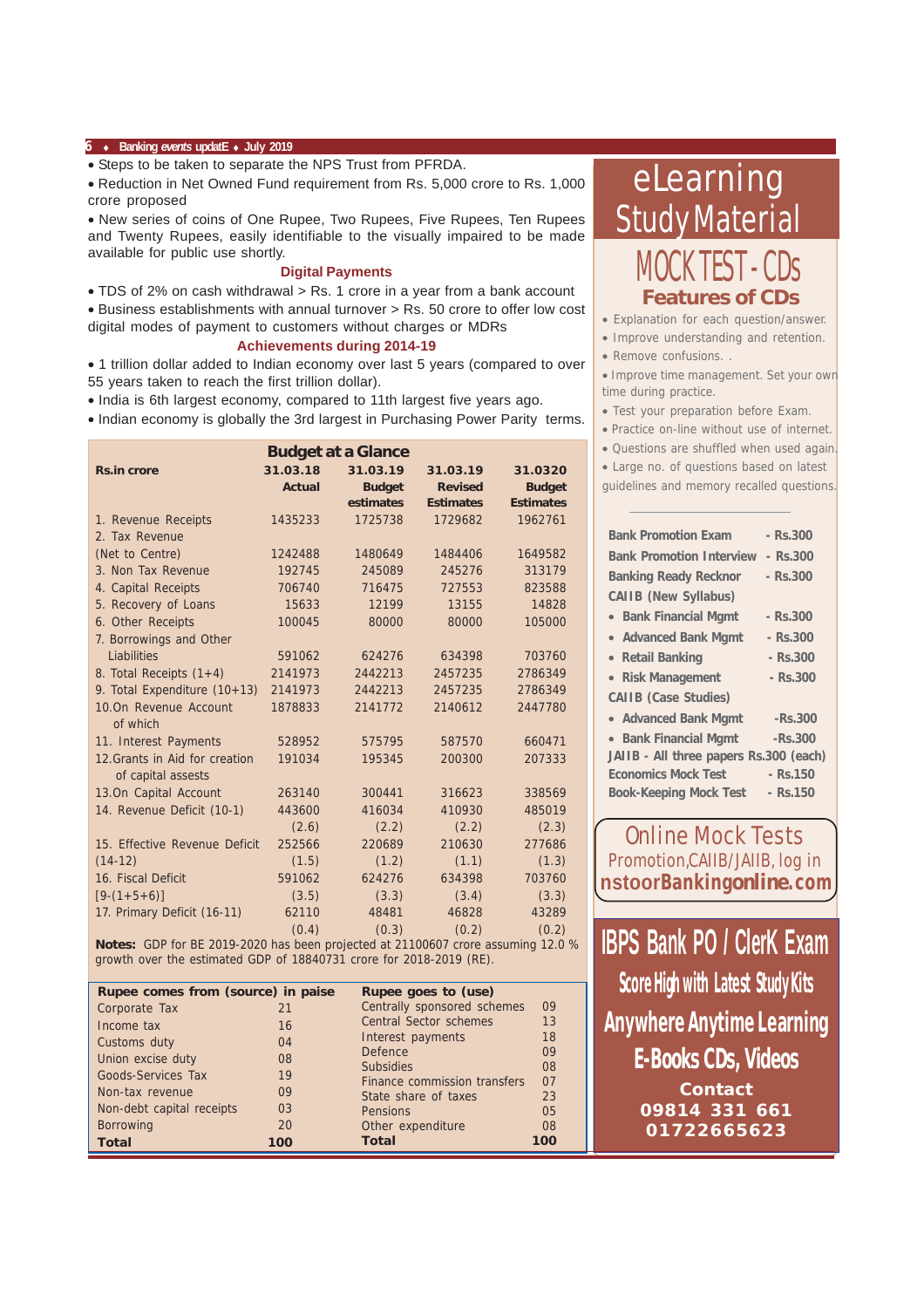• Steps to be taken to separate the NPS Trust from PFRDA.

• Reduction in Net Owned Fund requirement from Rs. 5,000 crore to Rs. 1,000 crore proposed

• New series of coins of One Rupee, Two Rupees, Five Rupees, Ten Rupees and Twenty Rupees, easily identifiable to the visually impaired to be made available for public use shortly.

### Digital Payments

• TDS of 2% on cash withdrawal > Rs. 1 crore in a year from a bank account

• Business establishments with annual turnover > Rs. 50 crore to offer low cost digital modes of payment to customers without charges or MDRs

### Achievements during 2014-19

• 1 trillion dollar added to Indian economy over last 5 years (compared to over 55 years taken to reach the first trillion dollar).

• India is 6th largest economy, compared to 11th largest five years ago.

• Indian economy is globally the 3rd largest in Purchasing Power Parity terms.

### Budget at a Glance

| Rs.in crore | 31.03.18 Actual | 31.03.19 Budget estimates | 31.03.19 Revised Estimates | 31.0320 Budget Estimates |
|---|---|---|---|---|
| 1. Revenue Receipts | 1435233 | 1725738 | 1729682 | 1962761 |
| 2. Tax Revenue (Net to Centre) | 1242488 | 1480649 | 1484406 | 1649582 |
| 3. Non Tax Revenue | 192745 | 245089 | 245276 | 313179 |
| 4. Capital Receipts | 706740 | 716475 | 727553 | 823588 |
| 5. Recovery of Loans | 15633 | 12199 | 13155 | 14828 |
| 6. Other Receipts | 100045 | 80000 | 80000 | 105000 |
| 7. Borrowings and Other Liabilities | 591062 | 624276 | 634398 | 703760 |
| 8. Total Receipts (1+4) | 2141973 | 2442213 | 2457235 | 2786349 |
| 9. Total Expenditure (10+13) | 2141973 | 2442213 | 2457235 | 2786349 |
| 10.On Revenue Account of which | 1878833 | 2141772 | 2140612 | 2447780 |
| 11. Interest Payments | 528952 | 575795 | 587570 | 660471 |
| 12.Grants in Aid for creation of capital assests | 191034 | 195345 | 200300 | 207333 |
| 13.On Capital Account | 263140 | 300441 | 316623 | 338569 |
| 14. Revenue Deficit (10-1) | 443600 | 416034 | 410930 | 485019 |
| | (2.6) | (2.2) | (2.2) | (2.3) |
| 15. Effective Revenue Deficit (14-12) | 252566 | 220689 | 210630 | 277686 |
| | (1.5) | (1.2) | (1.1) | (1.3) |
| 16. Fiscal Deficit [9-(1+5+6)] | 591062 | 624276 | 634398 | 703760 |
| | (3.5) | (3.3) | (3.4) | (3.3) |
| 17. Primary Deficit (16-11) | 62110 | 48481 | 46828 | 43289 |
| | (0.4) | (0.3) | (0.2) | (0.2) |

**Notes:** GDP for BE 2019-2020 has been projected at 21100607 crore assuming 12.0 % growth over the estimated GDP of 18840731 crore for 2018-2019 (RE).

| Rupee comes from (source) in paise | | Rupee goes to (use) | |
|---|---|---|---|
| Corporate Tax | 21 | Centrally sponsored schemes | 09 |
| Income tax | 16 | Central Sector schemes | 13 |
| Customs duty | 04 | Interest payments | 18 |
| Union excise duty | 08 | Defence | 09 |
| Goods-Services Tax | 19 | Subsidies | 08 |
| Non-tax revenue | 09 | Finance commission transfers | 07 |
| Non-debt capital receipts | 03 | State share of taxes | 23 |
| Borrowing | 20 | Pensions | 05 |
| | | Other expenditure | 08 |
| **Total** | **100** | **Total** | **100** |

# eLearning Study Material

## MOCK TEST - CDs

### Features of CDs

• Explanation for each question/answer.
• Improve understanding and retention.
• Remove confusions. .
• Improve time management. Set your own time during practice.
• Test your preparation before Exam.
• Practice on-line without use of internet.
• Questions are shuffled when used again.
• Large no. of questions based on latest guidelines and memory recalled questions.

| | |
|---|---|
| Bank Promotion Exam | - Rs.300 |
| Bank Promotion Interview | - Rs.300 |
| Banking Ready Recknor | - Rs.300 |
| CAIIB (New Syllabus) | |
| • Bank Financial Mgmt | - Rs.300 |
| • Advanced Bank Mgmt | - Rs.300 |
| • Retail Banking | - Rs.300 |
| • Risk Management | - Rs.300 |
| CAIIB (Case Studies) | |
| • Advanced Bank Mgmt | -Rs.300 |
| • Bank Financial Mgmt | -Rs.300 |
| JAIIB - All three papers | Rs.300 (each) |
| Economics Mock Test | - Rs.150 |
| Book-Keeping Mock Test | - Rs.150 |

## Online Mock Tests

Promotion,CAIIB/JAIIB, log in
**nstoorBankingonline.com**

## IBPS Bank PO / ClerK Exam

**Score High with Latest Study Kits**

**Anywhere Anytime Learning**

**E-Books CDs, Videos**

**Contact**
**09814 331 661**
**01722665623**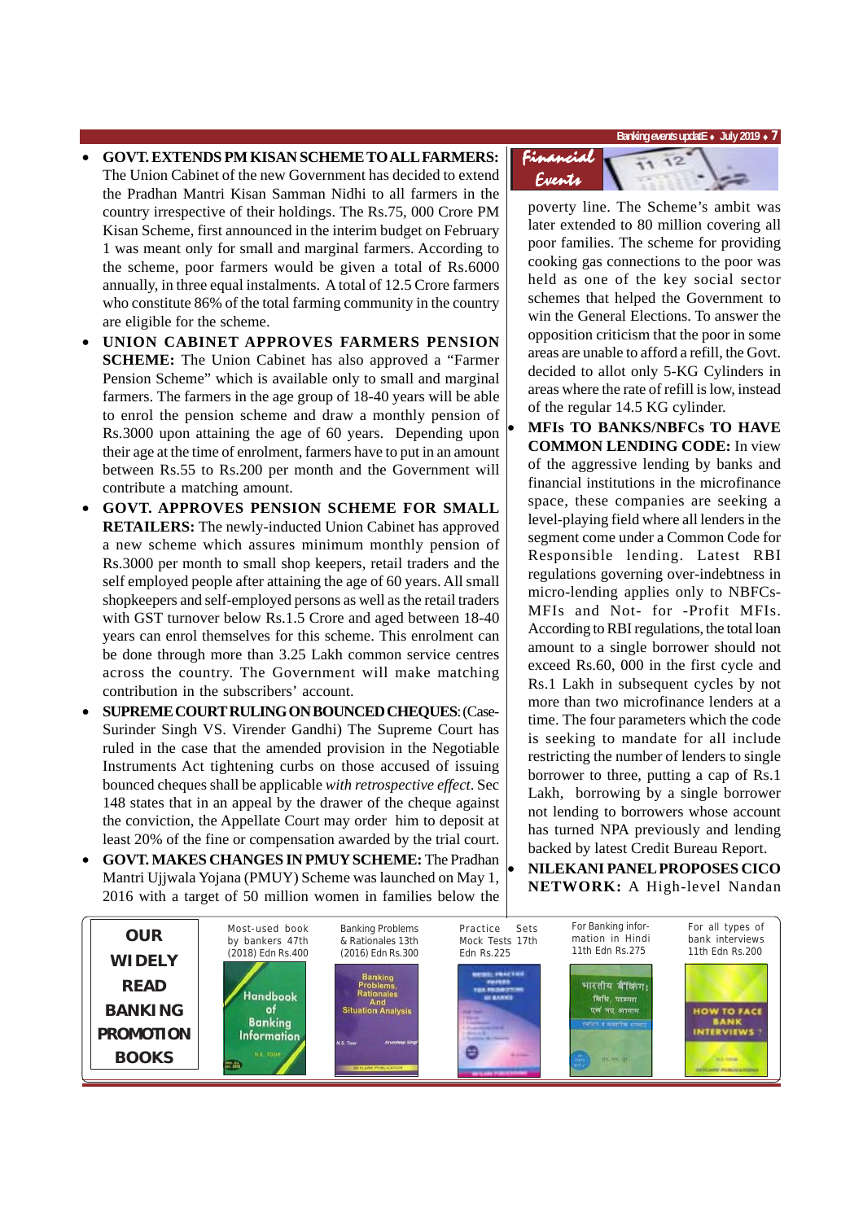- **GOVT. EXTENDS PM KISAN SCHEME TO ALL FARMERS:** The Union Cabinet of the new Government has decided to extend the Pradhan Mantri Kisan Samman Nidhi to all farmers in the country irrespective of their holdings. The Rs.75, 000 Crore PM Kisan Scheme, first announced in the interim budget on February 1 was meant only for small and marginal farmers. According to the scheme, poor farmers would be given a total of Rs.6000 annually, in three equal instalments. A total of 12.5 Crore farmers who constitute 86% of the total farming community in the country are eligible for the scheme.
- **UNION CABINET APPROVES FARMERS PENSION SCHEME:** The Union Cabinet has also approved a "Farmer Pension Scheme" which is available only to small and marginal farmers. The farmers in the age group of 18-40 years will be able to enrol the pension scheme and draw a monthly pension of Rs.3000 upon attaining the age of 60 years. Depending upon their age at the time of enrolment, farmers have to put in an amount between Rs.55 to Rs.200 per month and the Government will contribute a matching amount.
- **GOVT. APPROVES PENSION SCHEME FOR SMALL RETAILERS:** The newly-inducted Union Cabinet has approved a new scheme which assures minimum monthly pension of Rs.3000 per month to small shop keepers, retail traders and the self employed people after attaining the age of 60 years. All small shopkeepers and self-employed persons as well as the retail traders with GST turnover below Rs.1.5 Crore and aged between 18-40 years can enrol themselves for this scheme. This enrolment can be done through more than 3.25 Lakh common service centres across the country. The Government will make matching contribution in the subscribers' account.
- **SUPREME COURT RULING ON BOUNCED CHEQUES**: (Case- Surinder Singh VS. Virender Gandhi) The Supreme Court has ruled in the case that the amended provision in the Negotiable Instruments Act tightening curbs on those accused of issuing bounced cheques shall be applicable *with retrospective effect*. Sec 148 states that in an appeal by the drawer of the cheque against the conviction, the Appellate Court may order him to deposit at least 20% of the fine or compensation awarded by the trial court.
- **GOVT. MAKES CHANGES IN PMUY SCHEME:** The Pradhan Mantri Ujjwala Yojana (PMUY) Scheme was launched on May 1, 2016 with a target of 50 million women in families below the poverty line. The Scheme's ambit was later extended to 80 million covering all poor families. The scheme for providing cooking gas connections to the poor was held as one of the key social sector schemes that helped the Government to win the General Elections. To answer the opposition criticism that the poor in some areas are unable to afford a refill, the Govt. decided to allot only 5-KG Cylinders in areas where the rate of refill is low, instead of the regular 14.5 KG cylinder.
- **MFIs TO BANKS/NBFCs TO HAVE COMMON LENDING CODE:** In view of the aggressive lending by banks and financial institutions in the microfinance space, these companies are seeking a level-playing field where all lenders in the segment come under a Common Code for Responsible lending. Latest RBI regulations governing over-indebtness in micro-lending applies only to NBFCs-MFIs and Not- for -Profit MFIs. According to RBI regulations, the total loan amount to a single borrower should not exceed Rs.60, 000 in the first cycle and Rs.1 Lakh in subsequent cycles by not more than two microfinance lenders at a time. The four parameters which the code is seeking to mandate for all include restricting the number of lenders to single borrower to three, putting a cap of Rs.1 Lakh, borrowing by a single borrower not lending to borrowers whose account has turned NPA previously and lending backed by latest Credit Bureau Report.
- **NILEKANI PANEL PROPOSES CICO NETWORK:** A High-level Nandan

**OUR WIDELY READ BANKING PROMOTION BOOKS**

| Book | Details |
|---|---|
| Handbook of Banking Information | Most-used book by bankers 47th (2018) Edn Rs.400 |
| Banking Problems, Rationales And Situation Analysis | Banking Problems & Rationales 13th (2016) Edn Rs.300 |
| Practice Sets | Practice Sets Mock Tests 17th Edn Rs.225 |
| भारतीय बैंकिंग | For Banking information in Hindi 11th Edn Rs.275 |
| How to Face Bank Interviews | For all types of bank interviews 11th Edn Rs.200 |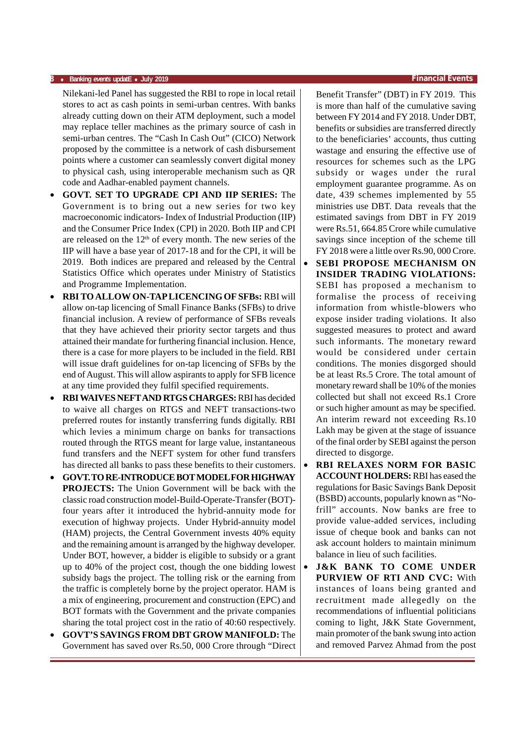Nilekani-led Panel has suggested the RBI to rope in local retail stores to act as cash points in semi-urban centres. With banks already cutting down on their ATM deployment, such a model may replace teller machines as the primary source of cash in semi-urban centres. The "Cash In Cash Out" (CICO) Network proposed by the committee is a network of cash disbursement points where a customer can seamlessly convert digital money to physical cash, using interoperable mechanism such as QR code and Aadhar-enabled payment channels.

- **GOVT. SET TO UPGRADE CPI AND IIP SERIES:** The Government is to bring out a new series for two key macroeconomic indicators- Index of Industrial Production (IIP) and the Consumer Price Index (CPI) in 2020. Both IIP and CPI are released on the 12th of every month. The new series of the IIP will have a base year of 2017-18 and for the CPI, it will be 2019. Both indices are prepared and released by the Central Statistics Office which operates under Ministry of Statistics and Programme Implementation.
- **RBI TO ALLOW ON-TAP LICENCING OF SFBs:** RBI will allow on-tap licencing of Small Finance Banks (SFBs) to drive financial inclusion. A review of performance of SFBs reveals that they have achieved their priority sector targets and thus attained their mandate for furthering financial inclusion. Hence, there is a case for more players to be included in the field. RBI will issue draft guidelines for on-tap licencing of SFBs by the end of August. This will allow aspirants to apply for SFB licence at any time provided they fulfil specified requirements.
- **RBI WAIVES NEFT AND RTGS CHARGES:** RBI has decided to waive all charges on RTGS and NEFT transactions-two preferred routes for instantly transferring funds digitally. RBI which levies a minimum charge on banks for transactions routed through the RTGS meant for large value, instantaneous fund transfers and the NEFT system for other fund transfers has directed all banks to pass these benefits to their customers.
- **GOVT. TO RE-INTRODUCE BOT MODEL FOR HIGHWAY PROJECTS:** The Union Government will be back with the classic road construction model-Build-Operate-Transfer (BOT)-four years after it introduced the hybrid-annuity mode for execution of highway projects. Under Hybrid-annuity model (HAM) projects, the Central Government invests 40% equity and the remaining amount is arranged by the highway developer. Under BOT, however, a bidder is eligible to subsidy or a grant up to 40% of the project cost, though the one bidding lowest subsidy bags the project. The tolling risk or the earning from the traffic is completely borne by the project operator. HAM is a mix of engineering, procurement and construction (EPC) and BOT formats with the Government and the private companies sharing the total project cost in the ratio of 40:60 respectively.
- **GOVT'S SAVINGS FROM DBT GROW MANIFOLD:** The Government has saved over Rs.50, 000 Crore through "Direct Benefit Transfer" (DBT) in FY 2019. This is more than half of the cumulative saving between FY 2014 and FY 2018. Under DBT, benefits or subsidies are transferred directly to the beneficiaries' accounts, thus cutting wastage and ensuring the effective use of resources for schemes such as the LPG subsidy or wages under the rural employment guarantee programme. As on date, 439 schemes implemented by 55 ministries use DBT. Data reveals that the estimated savings from DBT in FY 2019 were Rs.51, 664.85 Crore while cumulative savings since inception of the scheme till FY 2018 were a little over Rs.90, 000 Crore.
- **SEBI PROPOSE MECHANISM ON INSIDER TRADING VIOLATIONS:** SEBI has proposed a mechanism to formalise the process of receiving information from whistle-blowers who expose insider trading violations. It also suggested measures to protect and award such informants. The monetary reward would be considered under certain conditions. The monies disgorged should be at least Rs.5 Crore. The total amount of monetary reward shall be 10% of the monies collected but shall not exceed Rs.1 Crore or such higher amount as may be specified. An interim reward not exceeding Rs.10 Lakh may be given at the stage of issuance of the final order by SEBI against the person directed to disgorge.
- **RBI RELAXES NORM FOR BASIC ACCOUNT HOLDERS:** RBI has eased the regulations for Basic Savings Bank Deposit (BSBD) accounts, popularly known as "No-frill" accounts. Now banks are free to provide value-added services, including issue of cheque book and banks can not ask account holders to maintain minimum balance in lieu of such facilities.
- **J&K BANK TO COME UNDER PURVIEW OF RTI AND CVC:** With instances of loans being granted and recruitment made allegedly on the recommendations of influential politicians coming to light, J&K State Government, main promoter of the bank swung into action and removed Parvez Ahmad from the post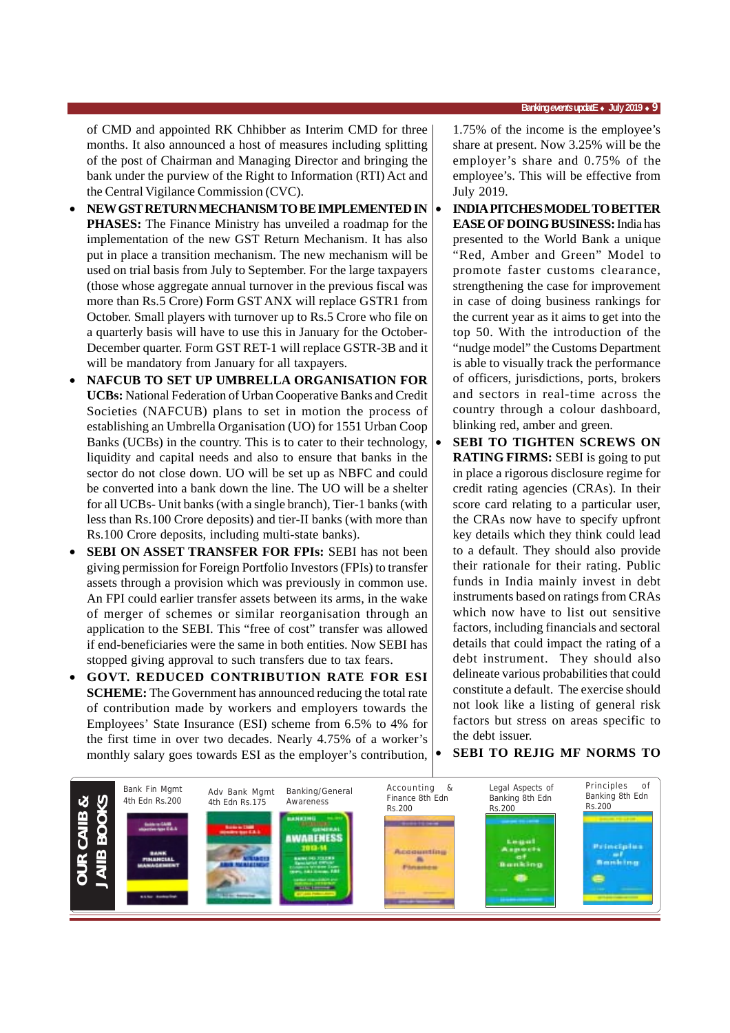of CMD and appointed RK Chhibber as Interim CMD for three months. It also announced a host of measures including splitting of the post of Chairman and Managing Director and bringing the bank under the purview of the Right to Information (RTI) Act and the Central Vigilance Commission (CVC).

- **NEW GST RETURN MECHANISM TO BE IMPLEMENTED IN PHASES:** The Finance Ministry has unveiled a roadmap for the implementation of the new GST Return Mechanism. It has also put in place a transition mechanism. The new mechanism will be used on trial basis from July to September. For the large taxpayers (those whose aggregate annual turnover in the previous fiscal was more than Rs.5 Crore) Form GST ANX will replace GSTR1 from October. Small players with turnover up to Rs.5 Crore who file on a quarterly basis will have to use this in January for the October-December quarter. Form GST RET-1 will replace GSTR-3B and it will be mandatory from January for all taxpayers.
- **NAFCUB TO SET UP UMBRELLA ORGANISATION FOR UCBs:** National Federation of Urban Cooperative Banks and Credit Societies (NAFCUB) plans to set in motion the process of establishing an Umbrella Organisation (UO) for 1551 Urban Coop Banks (UCBs) in the country. This is to cater to their technology, liquidity and capital needs and also to ensure that banks in the sector do not close down. UO will be set up as NBFC and could be converted into a bank down the line. The UO will be a shelter for all UCBs- Unit banks (with a single branch), Tier-1 banks (with less than Rs.100 Crore deposits) and tier-II banks (with more than Rs.100 Crore deposits, including multi-state banks).
- **SEBI ON ASSET TRANSFER FOR FPIs:** SEBI has not been giving permission for Foreign Portfolio Investors (FPIs) to transfer assets through a provision which was previously in common use. An FPI could earlier transfer assets between its arms, in the wake of merger of schemes or similar reorganisation through an application to the SEBI. This "free of cost" transfer was allowed if end-beneficiaries were the same in both entities. Now SEBI has stopped giving approval to such transfers due to tax fears.
- **GOVT. REDUCED CONTRIBUTION RATE FOR ESI SCHEME:** The Government has announced reducing the total rate of contribution made by workers and employers towards the Employees' State Insurance (ESI) scheme from 6.5% to 4% for the first time in over two decades. Nearly 4.75% of a worker's monthly salary goes towards ESI as the employer's contribution, 1.75% of the income is the employee's share at present. Now 3.25% will be the employer's share and 0.75% of the employee's. This will be effective from July 2019.
- **INDIA PITCHES MODEL TO BETTER EASE OF DOING BUSINESS:** India has presented to the World Bank a unique "Red, Amber and Green" Model to promote faster customs clearance, strengthening the case for improvement in case of doing business rankings for the current year as it aims to get into the top 50. With the introduction of the "nudge model" the Customs Department is able to visually track the performance of officers, jurisdictions, ports, brokers and sectors in real-time across the country through a colour dashboard, blinking red, amber and green.
- **SEBI TO TIGHTEN SCREWS ON RATING FIRMS:** SEBI is going to put in place a rigorous disclosure regime for credit rating agencies (CRAs). In their score card relating to a particular user, the CRAs now have to specify upfront key details which they think could lead to a default. They should also provide their rationale for their rating. Public funds in India mainly invest in debt instruments based on ratings from CRAs which now have to list out sensitive factors, including financials and sectoral details that could impact the rating of a debt instrument. They should also delineate various probabilities that could constitute a default. The exercise should not look like a listing of general risk factors but stress on areas specific to the debt issuer.
- **SEBI TO REJIG MF NORMS TO**

**OUR CAIIB & JAIIB BOOKS**

| Bank Fin Mgmt 4th Edn Rs.200 | Adv Bank Mgmt 4th Edn Rs.175 | Banking/General Awareness | Accounting & Finance 8th Edn Rs.200 | Legal Aspects of Banking 8th Edn Rs.200 | Principles of Banking 8th Edn Rs.200 |
|---|---|---|---|---|---|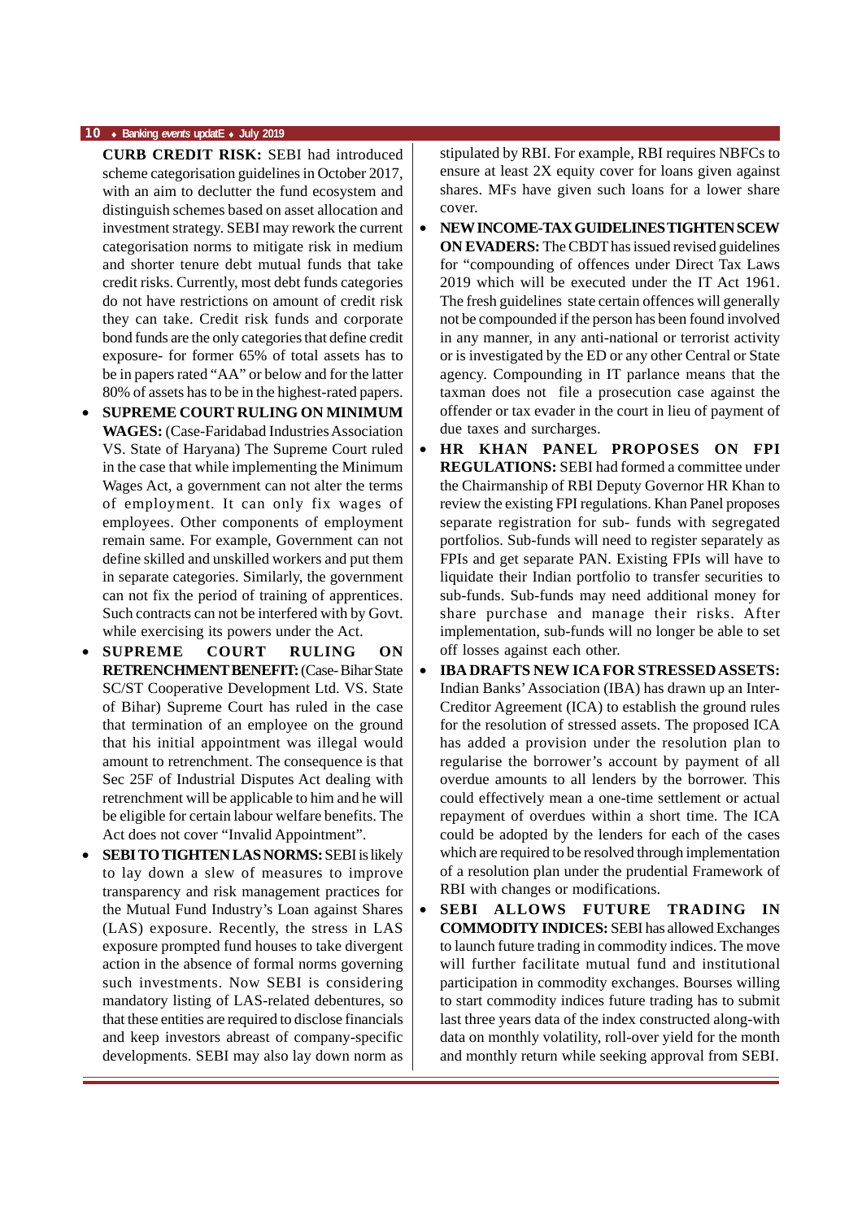**CURB CREDIT RISK:** SEBI had introduced scheme categorisation guidelines in October 2017, with an aim to declutter the fund ecosystem and distinguish schemes based on asset allocation and investment strategy. SEBI may rework the current categorisation norms to mitigate risk in medium and shorter tenure debt mutual funds that take credit risks. Currently, most debt funds categories do not have restrictions on amount of credit risk they can take. Credit risk funds and corporate bond funds are the only categories that define credit exposure- for former 65% of total assets has to be in papers rated "AA" or below and for the latter 80% of assets has to be in the highest-rated papers.

- **SUPREME COURT RULING ON MINIMUM WAGES:** (Case-Faridabad Industries Association VS. State of Haryana) The Supreme Court ruled in the case that while implementing the Minimum Wages Act, a government can not alter the terms of employment. It can only fix wages of employees. Other components of employment remain same. For example, Government can not define skilled and unskilled workers and put them in separate categories. Similarly, the government can not fix the period of training of apprentices. Such contracts can not be interfered with by Govt. while exercising its powers under the Act.
- **SUPREME COURT RULING ON RETRENCHMENT BENEFIT:** (Case- Bihar State SC/ST Cooperative Development Ltd. VS. State of Bihar) Supreme Court has ruled in the case that termination of an employee on the ground that his initial appointment was illegal would amount to retrenchment. The consequence is that Sec 25F of Industrial Disputes Act dealing with retrenchment will be applicable to him and he will be eligible for certain labour welfare benefits. The Act does not cover "Invalid Appointment".
- **SEBI TO TIGHTEN LAS NORMS:** SEBI is likely to lay down a slew of measures to improve transparency and risk management practices for the Mutual Fund Industry's Loan against Shares (LAS) exposure. Recently, the stress in LAS exposure prompted fund houses to take divergent action in the absence of formal norms governing such investments. Now SEBI is considering mandatory listing of LAS-related debentures, so that these entities are required to disclose financials and keep investors abreast of company-specific developments. SEBI may also lay down norm as stipulated by RBI. For example, RBI requires NBFCs to ensure at least 2X equity cover for loans given against shares. MFs have given such loans for a lower share cover.
- **NEW INCOME-TAX GUIDELINES TIGHTEN SCEW ON EVADERS:** The CBDT has issued revised guidelines for "compounding of offences under Direct Tax Laws 2019 which will be executed under the IT Act 1961. The fresh guidelines state certain offences will generally not be compounded if the person has been found involved in any manner, in any anti-national or terrorist activity or is investigated by the ED or any other Central or State agency. Compounding in IT parlance means that the taxman does not file a prosecution case against the offender or tax evader in the court in lieu of payment of due taxes and surcharges.
- **HR KHAN PANEL PROPOSES ON FPI REGULATIONS:** SEBI had formed a committee under the Chairmanship of RBI Deputy Governor HR Khan to review the existing FPI regulations. Khan Panel proposes separate registration for sub- funds with segregated portfolios. Sub-funds will need to register separately as FPIs and get separate PAN. Existing FPIs will have to liquidate their Indian portfolio to transfer securities to sub-funds. Sub-funds may need additional money for share purchase and manage their risks. After implementation, sub-funds will no longer be able to set off losses against each other.
- **IBA DRAFTS NEW ICA FOR STRESSED ASSETS:** Indian Banks' Association (IBA) has drawn up an Inter-Creditor Agreement (ICA) to establish the ground rules for the resolution of stressed assets. The proposed ICA has added a provision under the resolution plan to regularise the borrower's account by payment of all overdue amounts to all lenders by the borrower. This could effectively mean a one-time settlement or actual repayment of overdues within a short time. The ICA could be adopted by the lenders for each of the cases which are required to be resolved through implementation of a resolution plan under the prudential Framework of RBI with changes or modifications.
- **SEBI ALLOWS FUTURE TRADING IN COMMODITY INDICES:** SEBI has allowed Exchanges to launch future trading in commodity indices. The move will further facilitate mutual fund and institutional participation in commodity exchanges. Bourses willing to start commodity indices future trading has to submit last three years data of the index constructed along-with data on monthly volatility, roll-over yield for the month and monthly return while seeking approval from SEBI.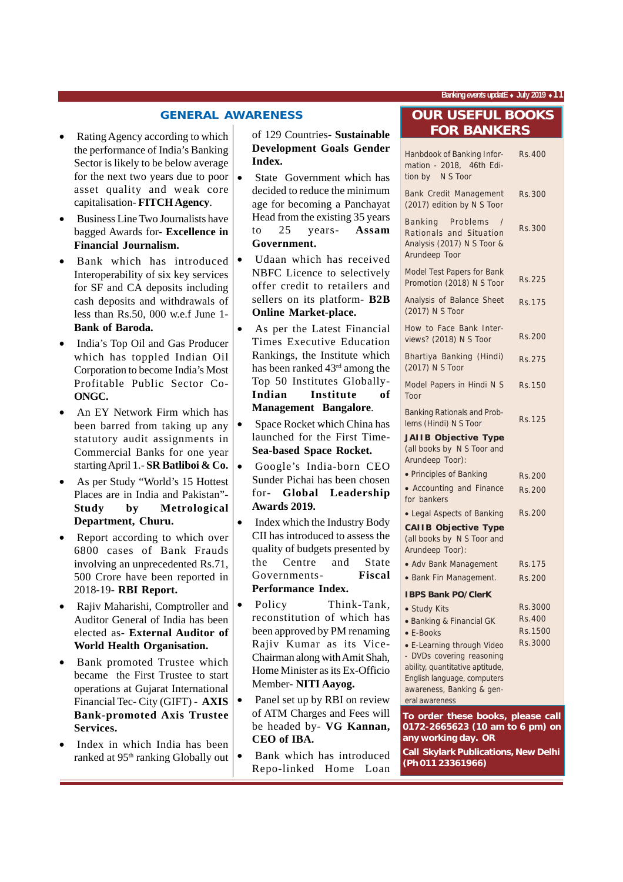## GENERAL AWARENESS

- Rating Agency according to which the performance of India's Banking Sector is likely to be below average for the next two years due to poor asset quality and weak core capitalisation- **FITCH Agency**.
- Business Line Two Journalists have bagged Awards for- **Excellence in Financial Journalism.**
- Bank which has introduced Interoperability of six key services for SF and CA deposits including cash deposits and withdrawals of less than Rs.50, 000 w.e.f June 1- **Bank of Baroda.**
- India's Top Oil and Gas Producer which has toppled Indian Oil Corporation to become India's Most Profitable Public Sector Co- **ONGC.**
- An EY Network Firm which has been barred from taking up any statutory audit assignments in Commercial Banks for one year starting April 1.- **SR Batliboi & Co.**
- As per Study "World's 15 Hottest Places are in India and Pakistan"- **Study by Metrological Department, Churu.**
- Report according to which over 6800 cases of Bank Frauds involving an unprecedented Rs.71, 500 Crore have been reported in 2018-19- **RBI Report.**
- Rajiv Maharishi, Comptroller and Auditor General of India has been elected as- **External Auditor of World Health Organisation.**
- Bank promoted Trustee which became the First Trustee to start operations at Gujarat International Financial Tec- City (GIFT) - **AXIS Bank-promoted Axis Trustee Services.**
- Index in which India has been ranked at 95th ranking Globally out of 129 Countries- **Sustainable Development Goals Gender Index.**
- State Government which has decided to reduce the minimum age for becoming a Panchayat Head from the existing 35 years to 25 years- **Assam Government.**
- Udaan which has received NBFC Licence to selectively offer credit to retailers and sellers on its platform- **B2B Online Market-place.**
- As per the Latest Financial Times Executive Education Rankings, the Institute which has been ranked 43rd among the Top 50 Institutes Globally- **Indian Institute of Management Bangalore**.
- Space Rocket which China has launched for the First Time- **Sea-based Space Rocket.**
- Google's India-born CEO Sunder Pichai has been chosen for- **Global Leadership Awards 2019.**
- Index which the Industry Body CII has introduced to assess the quality of budgets presented by the Centre and State Governments- **Fiscal Performance Index.**
- Policy Think-Tank, reconstitution of which has been approved by PM renaming Rajiv Kumar as its Vice-Chairman along with Amit Shah, Home Minister as its Ex-Officio Member- **NITI Aayog.**
- Panel set up by RBI on review of ATM Charges and Fees will be headed by- **VG Kannan, CEO of IBA.**
- Bank which has introduced Repo-linked Home Loan

## OUR USEFUL BOOKS FOR BANKERS

| Book | Price |
|---|---|
| Hanbdook of Banking Information - 2018, 46th Edition by N S Toor | Rs.400 |
| Bank Credit Management (2017) edition by N S Toor | Rs.300 |
| Banking Problems / Rationals and Situation Analysis (2017) N S Toor & Arundeep Toor | Rs.300 |
| Model Test Papers for Bank Promotion (2018) N S Toor | Rs.225 |
| Analysis of Balance Sheet (2017) N S Toor | Rs.175 |
| How to Face Bank Interviews? (2018) N S Toor | Rs.200 |
| Bhartiya Banking (Hindi) (2017) N S Toor | Rs.275 |
| Model Papers in Hindi N S Toor | Rs.150 |
| Banking Rationals and Problems (Hindi) N S Toor | Rs.125 |
| **JAIIB Objective Type** (all books by N S Toor and Arundeep Toor): | |
| • Principles of Banking | Rs.200 |
| • Accounting and Finance for bankers | Rs.200 |
| • Legal Aspects of Banking | Rs.200 |
| **CAIIB Objective Type** (all books by N S Toor and Arundeep Toor): | |
| • Adv Bank Management | Rs.175 |
| • Bank Fin Management. | Rs.200 |
| **IBPS Bank PO/ClerK** | |
| • Study Kits | Rs.3000 |
| • Banking & Financial GK | Rs.400 |
| • E-Books | Rs.1500 |
| • E-Learning through Video - DVDs covering reasoning ability, quantitative aptitude, English language, computers awareness, Banking & general awareness | Rs.3000 |

**To order these books, please call 0172-2665623 (10 am to 6 pm) on any working day. OR**

**Call Skylark Publications, New Delhi (Ph 011 23361966)**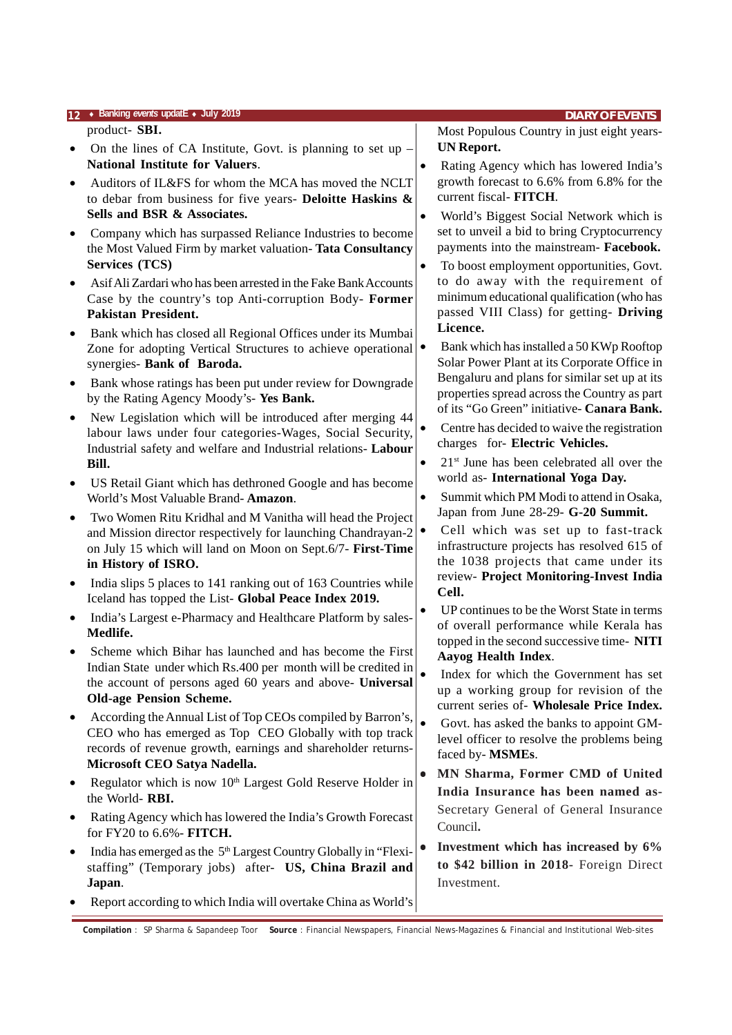product- **SBI.**

- On the lines of CA Institute, Govt. is planning to set up – **National Institute for Valuers**.
- Auditors of IL&FS for whom the MCA has moved the NCLT to debar from business for five years- **Deloitte Haskins & Sells and BSR & Associates.**
- Company which has surpassed Reliance Industries to become the Most Valued Firm by market valuation- **Tata Consultancy Services (TCS)**
- Asif Ali Zardari who has been arrested in the Fake Bank Accounts Case by the country's top Anti-corruption Body- **Former Pakistan President.**
- Bank which has closed all Regional Offices under its Mumbai Zone for adopting Vertical Structures to achieve operational synergies- **Bank of Baroda.**
- Bank whose ratings has been put under review for Downgrade by the Rating Agency Moody's- **Yes Bank.**
- New Legislation which will be introduced after merging 44 labour laws under four categories-Wages, Social Security, Industrial safety and welfare and Industrial relations- **Labour Bill.**
- US Retail Giant which has dethroned Google and has become World's Most Valuable Brand- **Amazon**.
- Two Women Ritu Kridhal and M Vanitha will head the Project and Mission director respectively for launching Chandrayan-2 on July 15 which will land on Moon on Sept.6/7- **First-Time in History of ISRO.**
- India slips 5 places to 141 ranking out of 163 Countries while Iceland has topped the List- **Global Peace Index 2019.**
- India's Largest e-Pharmacy and Healthcare Platform by sales- **Medlife.**
- Scheme which Bihar has launched and has become the First Indian State under which Rs.400 per month will be credited in the account of persons aged 60 years and above- **Universal Old-age Pension Scheme.**
- According the Annual List of Top CEOs compiled by Barron's, CEO who has emerged as Top CEO Globally with top track records of revenue growth, earnings and shareholder returns- **Microsoft CEO Satya Nadella.**
- Regulator which is now 10th Largest Gold Reserve Holder in the World- **RBI.**
- Rating Agency which has lowered the India's Growth Forecast for FY20 to 6.6%- **FITCH.**
- India has emerged as the 5th Largest Country Globally in "Flexi-staffing" (Temporary jobs) after- **US, China Brazil and Japan**.
- Report according to which India will overtake China as World's Most Populous Country in just eight years- **UN Report.**
- Rating Agency which has lowered India's growth forecast to 6.6% from 6.8% for the current fiscal- **FITCH**.
- World's Biggest Social Network which is set to unveil a bid to bring Cryptocurrency payments into the mainstream- **Facebook.**
- To boost employment opportunities, Govt. to do away with the requirement of minimum educational qualification (who has passed VIII Class) for getting- **Driving Licence.**
- Bank which has installed a 50 KWp Rooftop Solar Power Plant at its Corporate Office in Bengaluru and plans for similar set up at its properties spread across the Country as part of its "Go Green" initiative- **Canara Bank.**
- Centre has decided to waive the registration charges for- **Electric Vehicles.**
- 21st June has been celebrated all over the world as- **International Yoga Day.**
- Summit which PM Modi to attend in Osaka, Japan from June 28-29- **G-20 Summit.**
- Cell which was set up to fast-track infrastructure projects has resolved 615 of the 1038 projects that came under its review- **Project Monitoring-Invest India Cell.**
- UP continues to be the Worst State in terms of overall performance while Kerala has topped in the second successive time- **NITI Aayog Health Index**.
- Index for which the Government has set up a working group for revision of the current series of- **Wholesale Price Index.**
- Govt. has asked the banks to appoint GM-level officer to resolve the problems being faced by- **MSMEs**.
- **MN Sharma, Former CMD of United India Insurance has been named as-** Secretary General of General Insurance Council**.**
- **Investment which has increased by 6% to $42 billion in 2018**- Foreign Direct Investment.

**Compilation** : SP Sharma & Sapandeep Toor **Source** : Financial Newspapers, Financial News-Magazines & Financial and Institutional Web-sites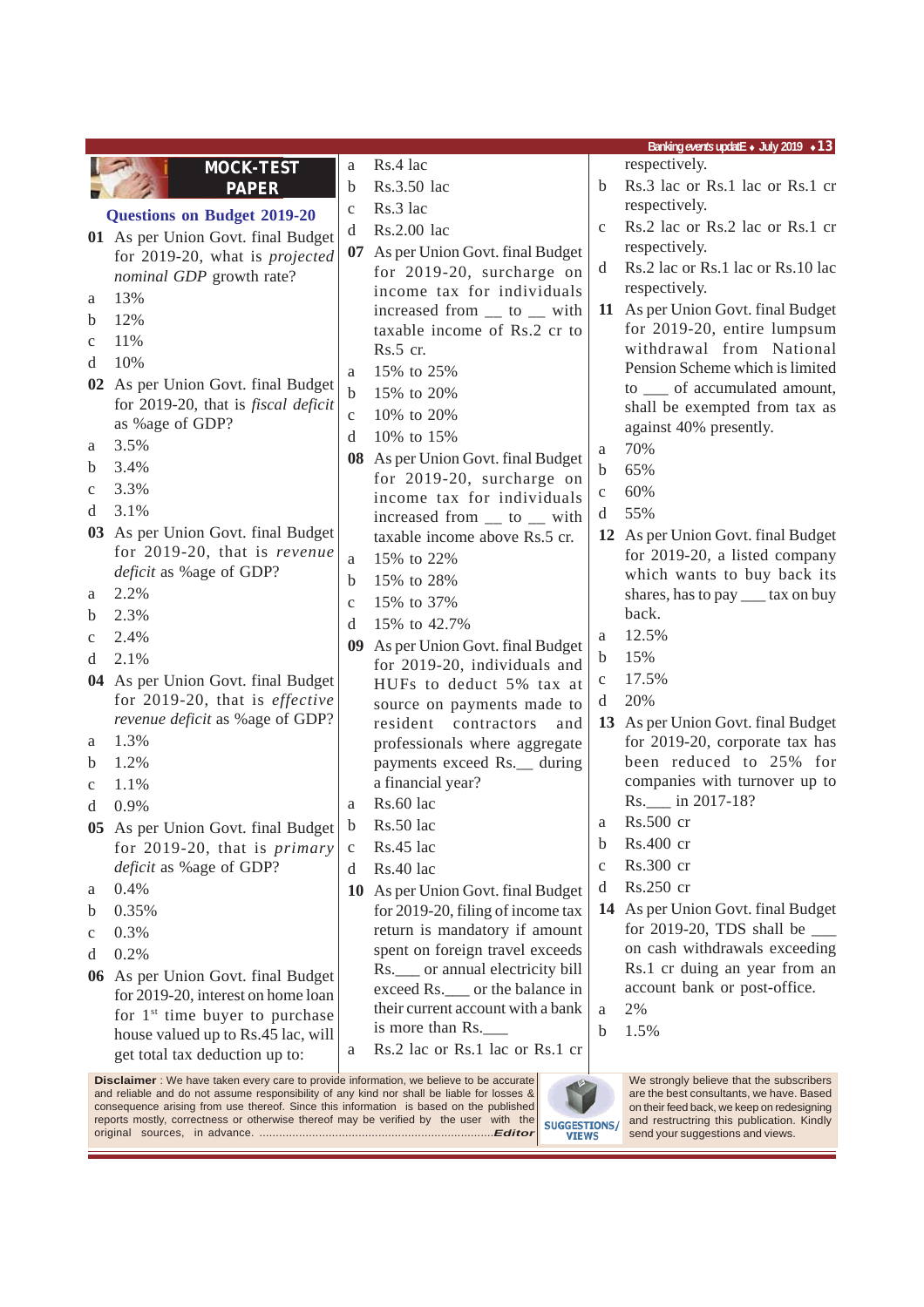## MOCK-TEST PAPER

### Questions on Budget 2019-20

**01** As per Union Govt. final Budget for 2019-20, what is *projected nominal GDP* growth rate?

a 13%
b 12%
c 11%
d 10%

**02** As per Union Govt. final Budget for 2019-20, that is *fiscal deficit* as %age of GDP?

a 3.5%
b 3.4%
c 3.3%
d 3.1%

**03** As per Union Govt. final Budget for 2019-20, that is *revenue deficit* as %age of GDP?

a 2.2%
b 2.3%
c 2.4%
d 2.1%

**04** As per Union Govt. final Budget for 2019-20, that is *effective revenue deficit* as %age of GDP?

a 1.3%
b 1.2%
c 1.1%
d 0.9%

**05** As per Union Govt. final Budget for 2019-20, that is *primary deficit* as %age of GDP?

a 0.4%
b 0.35%
c 0.3%
d 0.2%

**06** As per Union Govt. final Budget for 2019-20, interest on home loan for 1st time buyer to purchase house valued up to Rs.45 lac, will get total tax deduction up to:

a Rs.4 lac
b Rs.3.50 lac
c Rs.3 lac
d Rs.2.00 lac

**07** As per Union Govt. final Budget for 2019-20, surcharge on income tax for individuals increased from __ to __ with taxable income of Rs.2 cr to Rs.5 cr.

a 15% to 25%
b 15% to 20%
c 10% to 20%
d 10% to 15%

**08** As per Union Govt. final Budget for 2019-20, surcharge on income tax for individuals increased from __ to __ with taxable income above Rs.5 cr.

a 15% to 22%
b 15% to 28%
c 15% to 37%
d 15% to 42.7%

**09** As per Union Govt. final Budget for 2019-20, individuals and HUFs to deduct 5% tax at source on payments made to resident contractors and professionals where aggregate payments exceed Rs.__ during a financial year?

a Rs.60 lac
b Rs.50 lac
c Rs.45 lac
d Rs.40 lac

**10** As per Union Govt. final Budget for 2019-20, filing of income tax return is mandatory if amount spent on foreign travel exceeds Rs.___ or annual electricity bill exceed Rs.___ or the balance in their current account with a bank is more than Rs.___

a Rs.2 lac or Rs.1 lac or Rs.1 cr respectively.
b Rs.3 lac or Rs.1 lac or Rs.1 cr respectively.
c Rs.2 lac or Rs.2 lac or Rs.1 cr respectively.
d Rs.2 lac or Rs.1 lac or Rs.10 lac respectively.

**11** As per Union Govt. final Budget for 2019-20, entire lumpsum withdrawal from National Pension Scheme which is limited to ___ of accumulated amount, shall be exempted from tax as against 40% presently.

a 70%
b 65%
c 60%
d 55%

**12** As per Union Govt. final Budget for 2019-20, a listed company which wants to buy back its shares, has to pay ___ tax on buy back.

a 12.5%
b 15%
c 17.5%
d 20%

**13** As per Union Govt. final Budget for 2019-20, corporate tax has been reduced to 25% for companies with turnover up to Rs.___ in 2017-18?

a Rs.500 cr
b Rs.400 cr
c Rs.300 cr
d Rs.250 cr

**14** As per Union Govt. final Budget for 2019-20, TDS shall be ___ on cash withdrawals exceeding Rs.1 cr duing an year from an account bank or post-office.

a 2%
b 1.5%

---

**Disclaimer** : We have taken every care to provide information, we believe to be accurate and reliable and do not assume responsibility of any kind nor shall be liable for losses & consequence arising from use thereof. Since this information is based on the published reports mostly, correctness or otherwise thereof may be verified by the user with the original sources, in advance. ......................................................................*Editor*

**SUGGESTIONS/ VIEWS**

We strongly believe that the subscribers are the best consultants, we have. Based on their feed back, we keep on redesigning and restructring this publication. Kindly send your suggestions and views.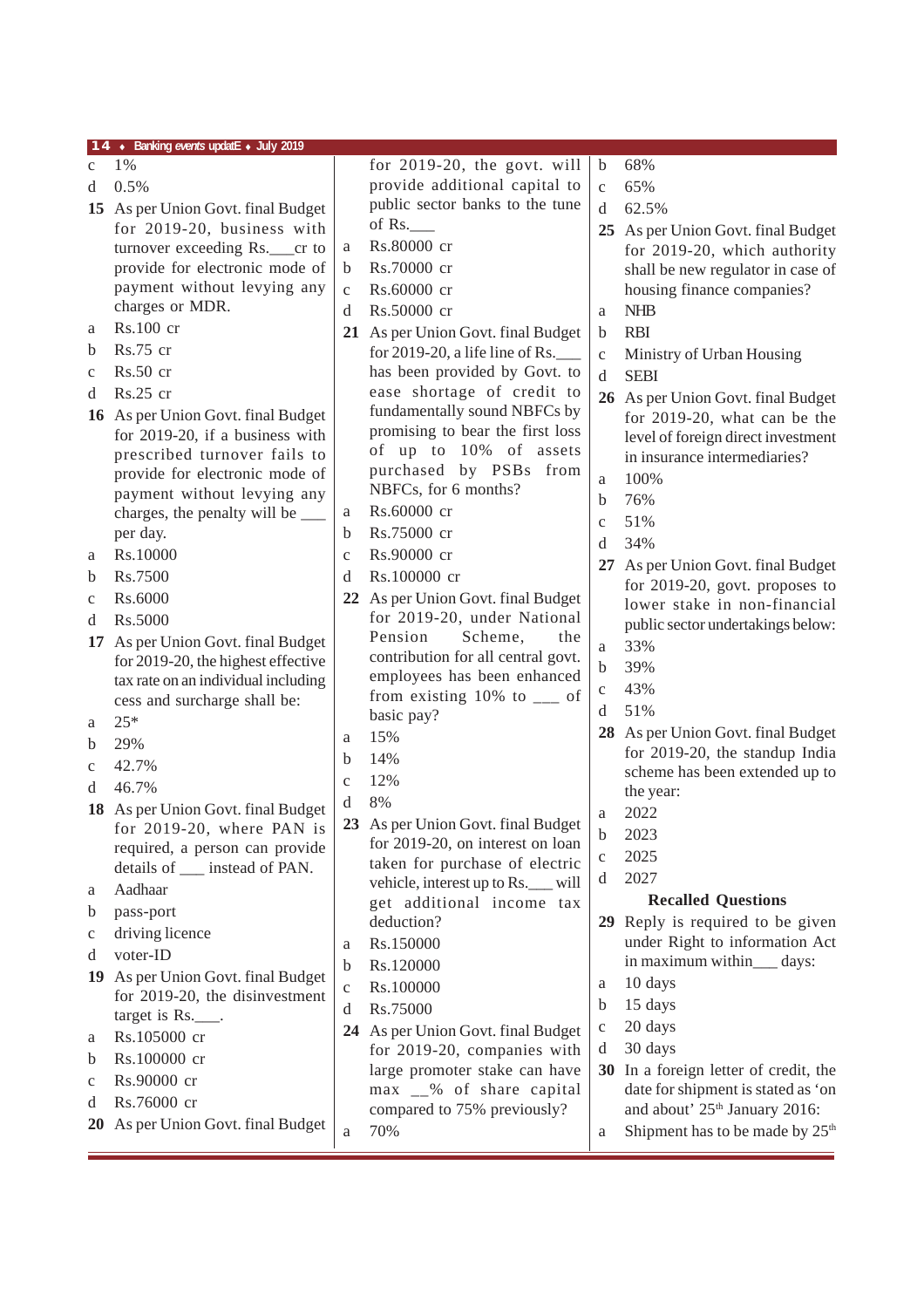c 1%

d 0.5%

**15** As per Union Govt. final Budget for 2019-20, business with turnover exceeding Rs.___cr to provide for electronic mode of payment without levying any charges or MDR.

a Rs.100 cr

b Rs.75 cr

c Rs.50 cr

d Rs.25 cr

**16** As per Union Govt. final Budget for 2019-20, if a business with prescribed turnover fails to provide for electronic mode of payment without levying any charges, the penalty will be ___ per day.

a Rs.10000

b Rs.7500

c Rs.6000

d Rs.5000

**17** As per Union Govt. final Budget for 2019-20, the highest effective tax rate on an individual including cess and surcharge shall be:

a 25*

b 29%

c 42.7%

d 46.7%

**18** As per Union Govt. final Budget for 2019-20, where PAN is required, a person can provide details of ___ instead of PAN.

a Aadhaar

b pass-port

c driving licence

d voter-ID

**19** As per Union Govt. final Budget for 2019-20, the disinvestment target is Rs.___.

a Rs.105000 cr

b Rs.100000 cr

c Rs.90000 cr

d Rs.76000 cr

**20** As per Union Govt. final Budget for 2019-20, the govt. will provide additional capital to public sector banks to the tune of Rs.___

a Rs.80000 cr

b Rs.70000 cr

c Rs.60000 cr

d Rs.50000 cr

**21** As per Union Govt. final Budget for 2019-20, a life line of Rs.___ has been provided by Govt. to ease shortage of credit to fundamentally sound NBFCs by promising to bear the first loss of up to 10% of assets purchased by PSBs from NBFCs, for 6 months?

a Rs.60000 cr

b Rs.75000 cr

c Rs.90000 cr

d Rs.100000 cr

**22** As per Union Govt. final Budget for 2019-20, under National Pension Scheme, the contribution for all central govt. employees has been enhanced from existing 10% to ___ of basic pay?

a 15%

b 14%

c 12%

d 8%

**23** As per Union Govt. final Budget for 2019-20, on interest on loan taken for purchase of electric vehicle, interest up to Rs.___ will get additional income tax deduction?

a Rs.150000

b Rs.120000

c Rs.100000

d Rs.75000

**24** As per Union Govt. final Budget for 2019-20, companies with large promoter stake can have max __% of share capital compared to 75% previously?

a 70%

b 68%

c 65%

d 62.5%

**25** As per Union Govt. final Budget for 2019-20, which authority shall be new regulator in case of housing finance companies?

a NHB

b RBI

c Ministry of Urban Housing

d SEBI

**26** As per Union Govt. final Budget for 2019-20, what can be the level of foreign direct investment in insurance intermediaries?

a 100%

b 76%

c 51%

d 34%

**27** As per Union Govt. final Budget for 2019-20, govt. proposes to lower stake in non-financial public sector undertakings below:

a 33%

b 39%

c 43%

d 51%

**28** As per Union Govt. final Budget for 2019-20, the standup India scheme has been extended up to the year:

a 2022

b 2023

c 2025

d 2027

### Recalled Questions

**29** Reply is required to be given under Right to information Act in maximum within___ days:

a 10 days

b 15 days

c 20 days

d 30 days

**30** In a foreign letter of credit, the date for shipment is stated as 'on and about' 25th January 2016:

a Shipment has to be made by 25th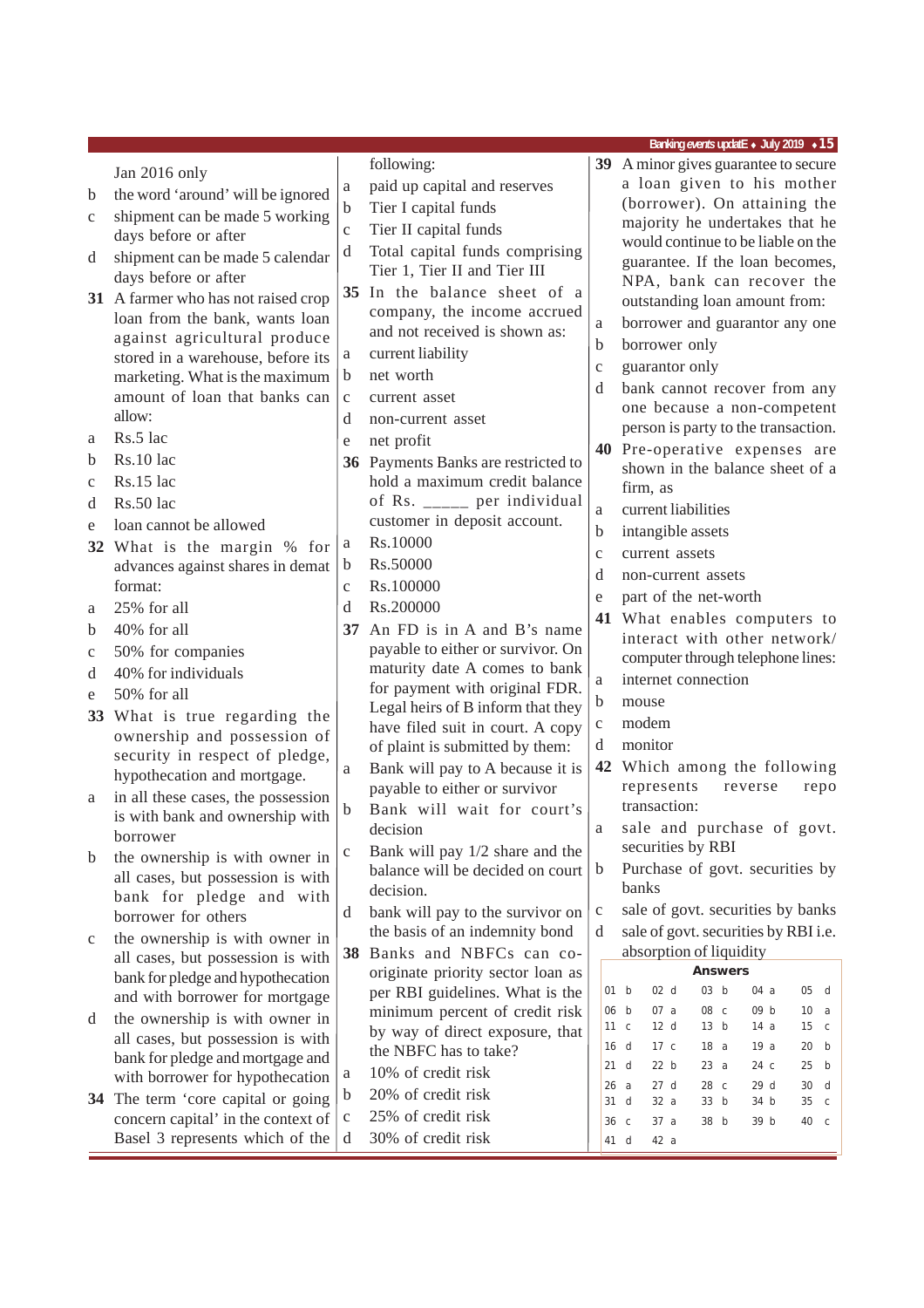Jan 2016 only

b the word 'around' will be ignored

c shipment can be made 5 working days before or after

d shipment can be made 5 calendar days before or after

**31** A farmer who has not raised crop loan from the bank, wants loan against agricultural produce stored in a warehouse, before its marketing. What is the maximum amount of loan that banks can allow:

a Rs.5 lac

b Rs.10 lac

c Rs.15 lac

d Rs.50 lac

e loan cannot be allowed

**32** What is the margin % for advances against shares in demat format:

a 25% for all

b 40% for all

c 50% for companies

d 40% for individuals

e 50% for all

**33** What is true regarding the ownership and possession of security in respect of pledge, hypothecation and mortgage.

a in all these cases, the possession is with bank and ownership with borrower

b the ownership is with owner in all cases, but possession is with bank for pledge and with borrower for others

c the ownership is with owner in all cases, but possession is with bank for pledge and hypothecation and with borrower for mortgage

d the ownership is with owner in all cases, but possession is with bank for pledge and mortgage and with borrower for hypothecation

**34** The term 'core capital or going concern capital' in the context of Basel 3 represents which of the following:

a paid up capital and reserves

b Tier I capital funds

c Tier II capital funds

d Total capital funds comprising Tier 1, Tier II and Tier III

**35** In the balance sheet of a company, the income accrued and not received is shown as:

a current liability

b net worth

c current asset

d non-current asset

e net profit

**36** Payments Banks are restricted to hold a maximum credit balance of Rs. _____ per individual customer in deposit account.

a Rs.10000

b Rs.50000

c Rs.100000

d Rs.200000

**37** An FD is in A and B's name payable to either or survivor. On maturity date A comes to bank for payment with original FDR. Legal heirs of B inform that they have filed suit in court. A copy of plaint is submitted by them:

a Bank will pay to A because it is payable to either or survivor

b Bank will wait for court's decision

c Bank will pay 1/2 share and the balance will be decided on court decision.

d bank will pay to the survivor on the basis of an indemnity bond

**38** Banks and NBFCs can co-originate priority sector loan as per RBI guidelines. What is the minimum percent of credit risk by way of direct exposure, that the NBFC has to take?

a 10% of credit risk

b 20% of credit risk

c 25% of credit risk

d 30% of credit risk

**39** A minor gives guarantee to secure a loan given to his mother (borrower). On attaining the majority he undertakes that he would continue to be liable on the guarantee. If the loan becomes, NPA, bank can recover the outstanding loan amount from:

a borrower and guarantor any one

b borrower only

c guarantor only

d bank cannot recover from any one because a non-competent person is party to the transaction.

**40** Pre-operative expenses are shown in the balance sheet of a firm, as

a current liabilities

b intangible assets

c current assets

d non-current assets

e part of the net-worth

**41** What enables computers to interact with other network/ computer through telephone lines:

a internet connection

b mouse

c modem

d monitor

**42** Which among the following represents reverse repo transaction:

a sale and purchase of govt. securities by RBI

b Purchase of govt. securities by banks

c sale of govt. securities by banks

d sale of govt. securities by RBI i.e. absorption of liquidity

**Answers**

| | | | | |
|---|---|---|---|---|
| 01 b | 02 d | 03 b | 04 a | 05 d |
| 06 b | 07 a | 08 c | 09 b | 10 a |
| 11 c | 12 d | 13 b | 14 a | 15 c |
| 16 d | 17 c | 18 a | 19 a | 20 b |
| 21 d | 22 b | 23 a | 24 c | 25 b |
| 26 a | 27 d | 28 c | 29 d | 30 d |
| 31 d | 32 a | 33 b | 34 b | 35 c |
| 36 c | 37 a | 38 b | 39 b | 40 c |
| 41 d | 42 a | | | |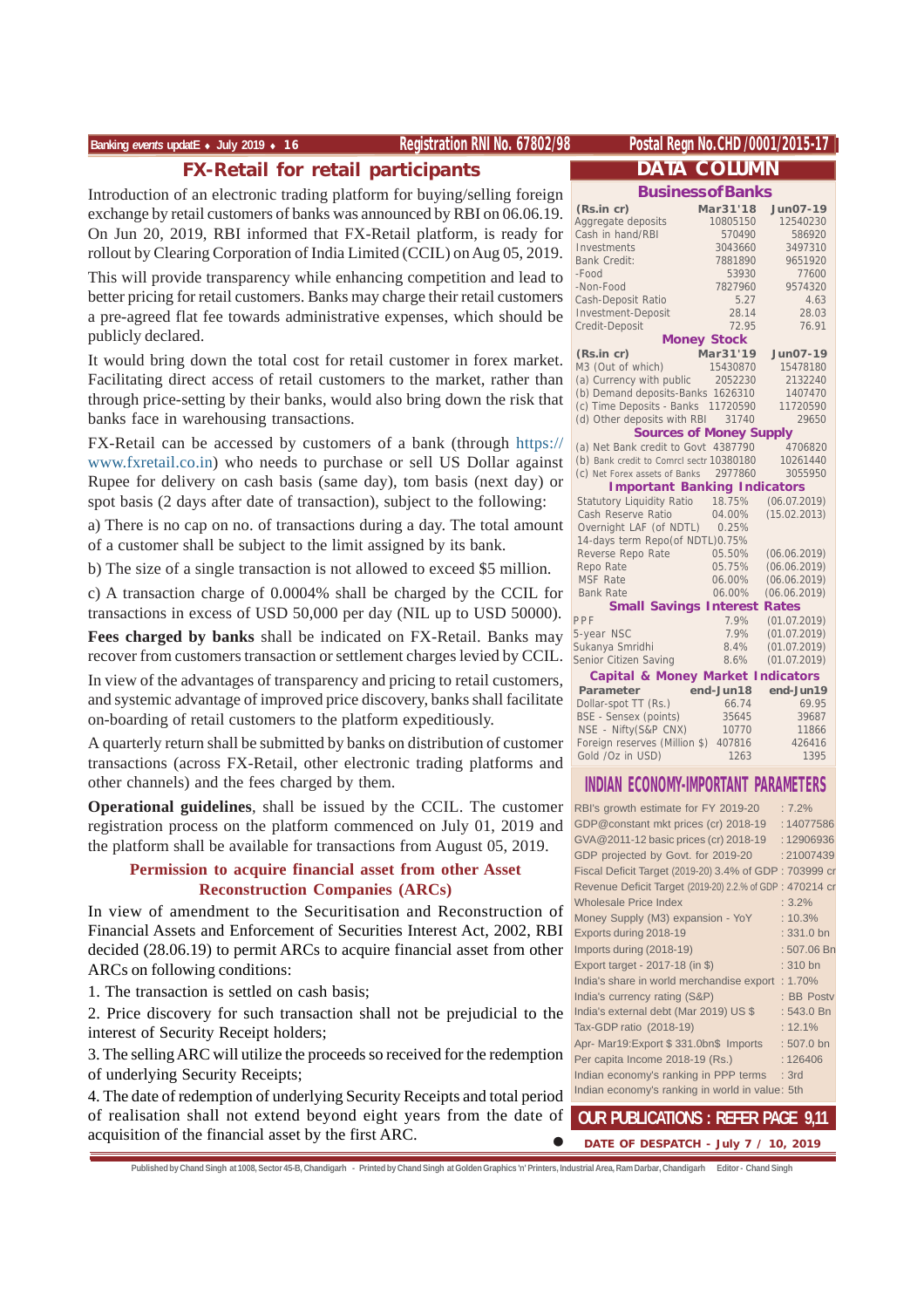## FX-Retail for retail participants

Introduction of an electronic trading platform for buying/selling foreign exchange by retail customers of banks was announced by RBI on 06.06.19. On Jun 20, 2019, RBI informed that FX-Retail platform, is ready for rollout by Clearing Corporation of India Limited (CCIL) on Aug 05, 2019.

This will provide transparency while enhancing competition and lead to better pricing for retail customers. Banks may charge their retail customers a pre-agreed flat fee towards administrative expenses, which should be publicly declared.

It would bring down the total cost for retail customer in forex market. Facilitating direct access of retail customers to the market, rather than through price-setting by their banks, would also bring down the risk that banks face in warehousing transactions.

FX-Retail can be accessed by customers of a bank (through https://www.fxretail.co.in) who needs to purchase or sell US Dollar against Rupee for delivery on cash basis (same day), tom basis (next day) or spot basis (2 days after date of transaction), subject to the following:

a) There is no cap on no. of transactions during a day. The total amount of a customer shall be subject to the limit assigned by its bank.

b) The size of a single transaction is not allowed to exceed $5 million.

c) A transaction charge of 0.0004% shall be charged by the CCIL for transactions in excess of USD 50,000 per day (NIL up to USD 50000).

**Fees charged by banks** shall be indicated on FX-Retail. Banks may recover from customers transaction or settlement charges levied by CCIL.

In view of the advantages of transparency and pricing to retail customers, and systemic advantage of improved price discovery, banks shall facilitate on-boarding of retail customers to the platform expeditiously.

A quarterly return shall be submitted by banks on distribution of customer transactions (across FX-Retail, other electronic trading platforms and other channels) and the fees charged by them.

**Operational guidelines**, shall be issued by the CCIL. The customer registration process on the platform commenced on July 01, 2019 and the platform shall be available for transactions from August 05, 2019.

### Permission to acquire financial asset from other Asset Reconstruction Companies (ARCs)

In view of amendment to the Securitisation and Reconstruction of Financial Assets and Enforcement of Securities Interest Act, 2002, RBI decided (28.06.19) to permit ARCs to acquire financial asset from other ARCs on following conditions:

1. The transaction is settled on cash basis;
2. Price discovery for such transaction shall not be prejudicial to the interest of Security Receipt holders;
3. The selling ARC will utilize the proceeds so received for the redemption of underlying Security Receipts;
4. The date of redemption of underlying Security Receipts and total period of realisation shall not extend beyond eight years from the date of acquisition of the financial asset by the first ARC.

## DATA COLUMN

### Business of Banks

| (Rs.in cr) | Mar31'18 | Jun07-19 |
|---|---|---|
| Aggregate deposits | 10805150 | 12540230 |
| Cash in hand/RBI | 570490 | 586920 |
| Investments | 3043660 | 3497310 |
| Bank Credit: | 7881890 | 9651920 |
| -Food | 53930 | 77600 |
| -Non-Food | 7827960 | 9574320 |
| Cash-Deposit Ratio | 5.27 | 4.63 |
| Investment-Deposit | 28.14 | 28.03 |
| Credit-Deposit | 72.95 | 76.91 |

### Money Stock

| (Rs.in cr) | Mar31'19 | Jun07-19 |
|---|---|---|
| M3 (Out of which) | 15430870 | 15478180 |
| (a) Currency with public | 2052230 | 2132240 |
| (b) Demand deposits-Banks | 1626310 | 1407470 |
| (c) Time Deposits - Banks | 11720590 | 11720590 |
| (d) Other deposits with RBI | 31740 | 29650 |

### Sources of Money Supply

| | | |
|---|---|---|
| (a) Net Bank credit to Govt | 4387790 | 4706820 |
| (b) Bank credit to Comrcl sectr | 10380180 | 10261440 |
| (c) Net Forex assets of Banks | 2977860 | 3055950 |

### Important Banking Indicators

| | | |
|---|---|---|
| Statutory Liquidity Ratio | 18.75% | (06.07.2019) |
| Cash Reserve Ratio | 04.00% | (15.02.2013) |
| Overnight LAF (of NDTL) | 0.25% | |
| 14-days term Repo(of NDTL) | 0.75% | |
| Reverse Repo Rate | 05.50% | (06.06.2019) |
| Repo Rate | 05.75% | (06.06.2019) |
| MSF Rate | 06.00% | (06.06.2019) |
| Bank Rate | 06.00% | (06.06.2019) |

### Small Savings Interest Rates

| | | |
|---|---|---|
| PPF | 7.9% | (01.07.2019) |
| 5-year NSC | 7.9% | (01.07.2019) |
| Sukanya Smridhi | 8.4% | (01.07.2019) |
| Senior Citizen Saving | 8.6% | (01.07.2019) |

### Capital & Money Market Indicators

| Parameter | end-Jun18 | end-Jun19 |
|---|---|---|
| Dollar-spot TT (Rs.) | 66.74 | 69.95 |
| BSE - Sensex (points) | 35645 | 39687 |
| NSE - Nifty(S&P CNX) | 10770 | 11866 |
| Foreign reserves (Million $) | 407816 | 426416 |
| Gold /Oz in USD) | 1263 | 1395 |

## INDIAN ECONOMY-IMPORTANT PARAMETERS

| | |
|---|---|
| RBI's growth estimate for FY 2019-20 | : 7.2% |
| GDP@constant mkt prices (cr) 2018-19 | : 14077586 |
| GVA@2011-12 basic prices (cr) 2018-19 | : 12906936 |
| GDP projected by Govt. for 2019-20 | : 21007439 |
| Fiscal Deficit Target (2019-20) 3.4% of GDP | : 703999 cr |
| Revenue Deficit Target (2019-20) 2.2.% of GDP | : 470214 cr |
| Wholesale Price Index | : 3.2% |
| Money Supply (M3) expansion - YoY | : 10.3% |
| Exports during 2018-19 | : 331.0 bn |
| Imports during (2018-19) | : 507.06 Bn |
| Export target - 2017-18 (in $) | : 310 bn |
| India's share in world merchandise export | : 1.70% |
| India's currency rating (S&P) | : BB Postv |
| India's external debt (Mar 2019) US $ | : 543.0 Bn |
| Tax-GDP ratio (2018-19) | : 12.1% |
| Apr- Mar19:Export $ 331.0bn$ Imports | : 507.0 bn |
| Per capita Income 2018-19 (Rs.) | : 126406 |
| Indian economy's ranking in PPP terms | : 3rd |
| Indian economy's ranking in world in value | : 5th |

**OUR PUBLICATIONS : REFER PAGE 9,11**

**DATE OF DESPATCH - July 7 / 10, 2019**

Published by Chand Singh at 1008, Sector 45-B, Chandigarh - Printed by Chand Singh at Golden Graphics 'n' Printers, Industrial Area, Ram Darbar, Chandigarh Editor - Chand Singh